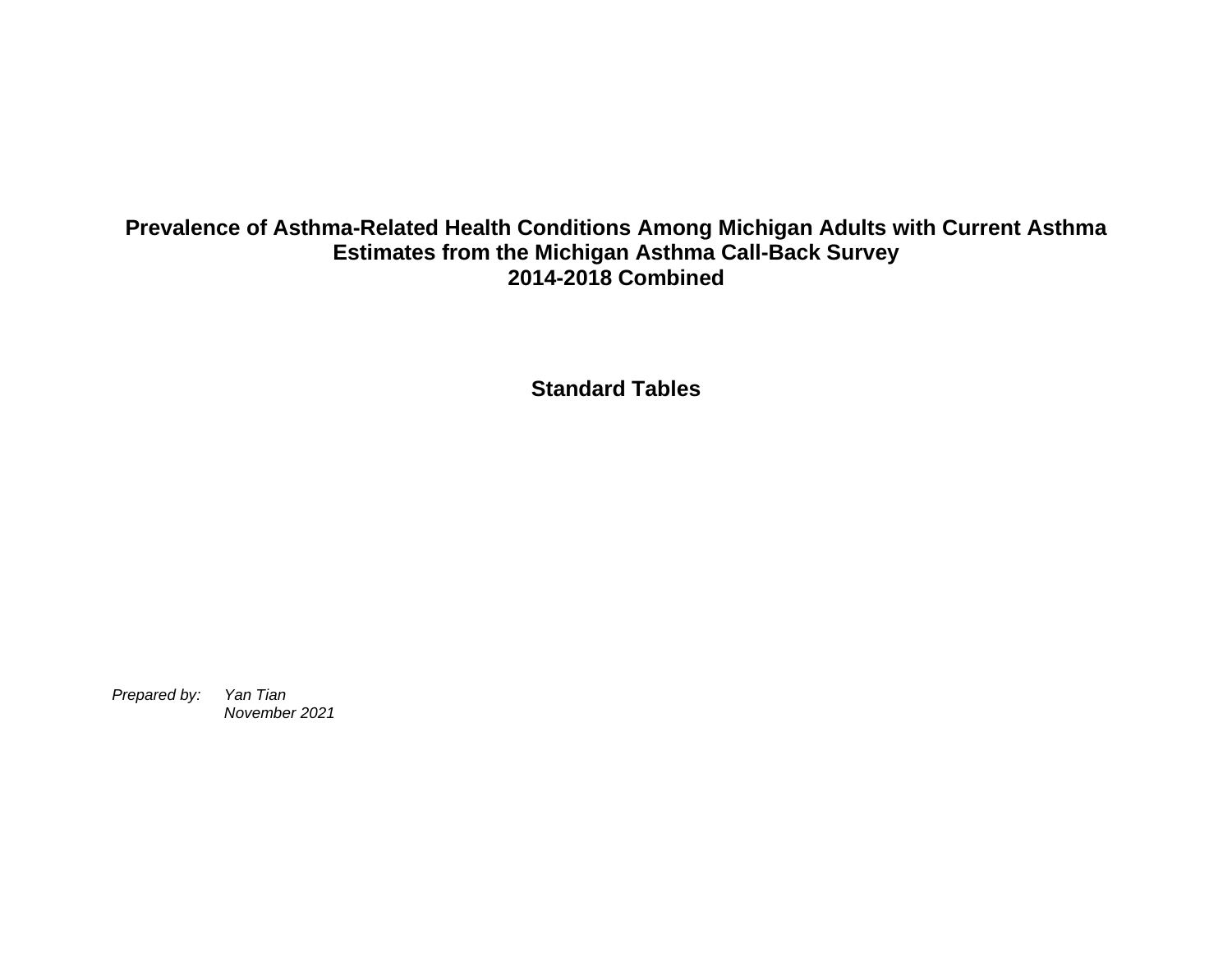# Prevalence of Asthma-Related Health Conditions Among Michigan Adults with Current Asthma
## Estimates from the Michigan Asthma Call-Back Survey
## 2014-2018 Combined

## Standard Tables

*Prepared by:* *Yan Tian*
*November 2021*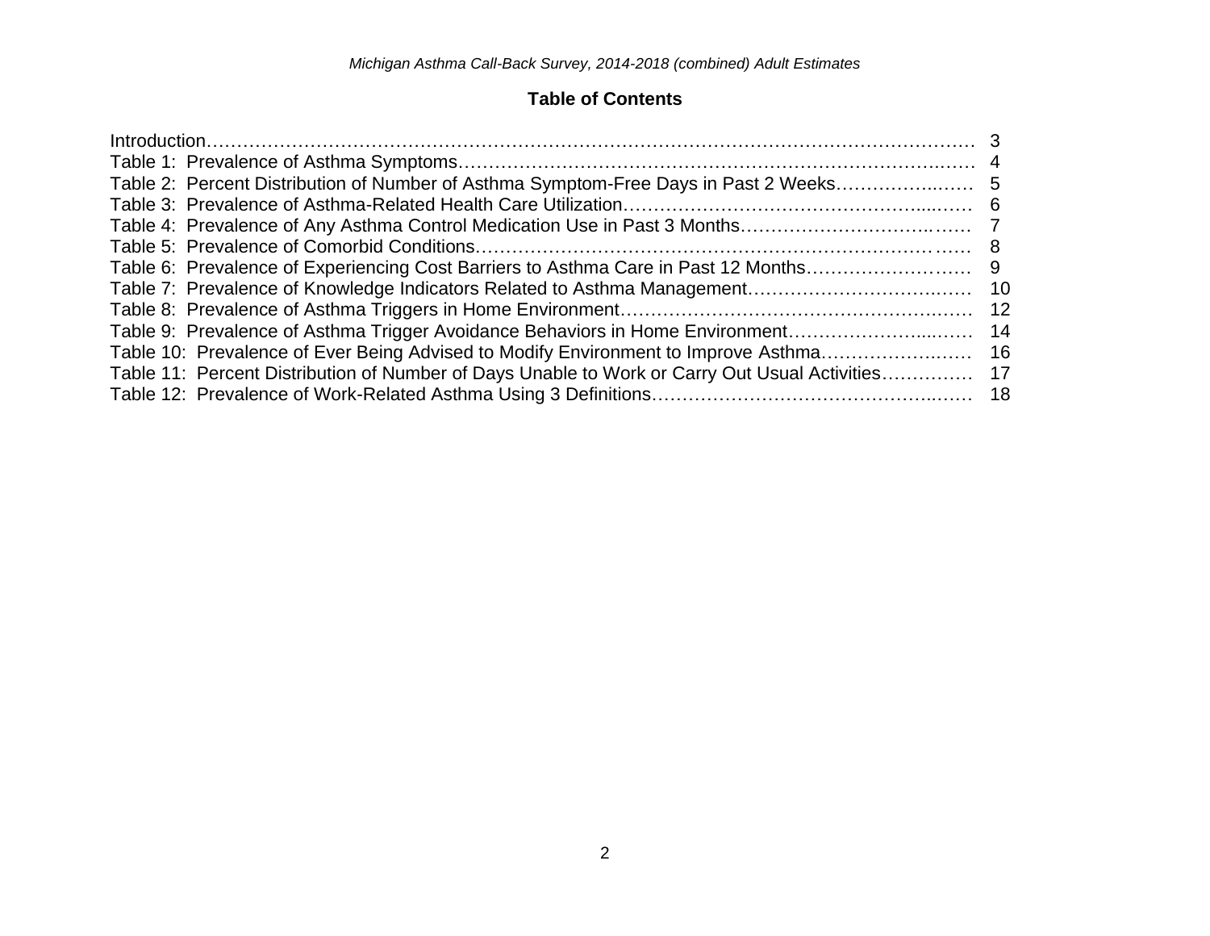## Table of Contents

| | |
|---|---|
| Introduction | 3 |
| Table 1: Prevalence of Asthma Symptoms | 4 |
| Table 2: Percent Distribution of Number of Asthma Symptom-Free Days in Past 2 Weeks | 5 |
| Table 3: Prevalence of Asthma-Related Health Care Utilization | 6 |
| Table 4: Prevalence of Any Asthma Control Medication Use in Past 3 Months | 7 |
| Table 5: Prevalence of Comorbid Conditions | 8 |
| Table 6: Prevalence of Experiencing Cost Barriers to Asthma Care in Past 12 Months | 9 |
| Table 7: Prevalence of Knowledge Indicators Related to Asthma Management | 10 |
| Table 8: Prevalence of Asthma Triggers in Home Environment | 12 |
| Table 9: Prevalence of Asthma Trigger Avoidance Behaviors in Home Environment | 14 |
| Table 10: Prevalence of Ever Being Advised to Modify Environment to Improve Asthma | 16 |
| Table 11: Percent Distribution of Number of Days Unable to Work or Carry Out Usual Activities | 17 |
| Table 12: Prevalence of Work-Related Asthma Using 3 Definitions | 18 |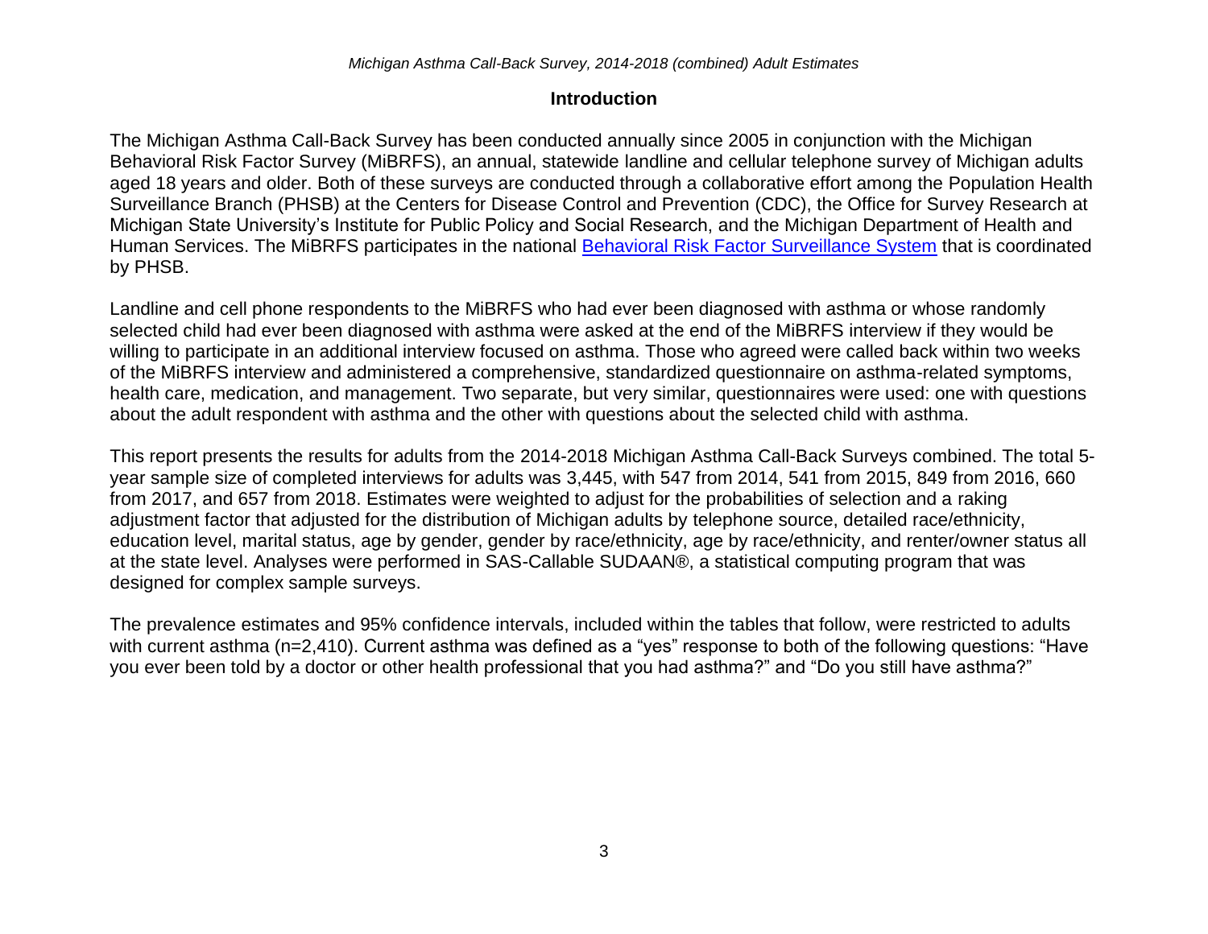## Introduction

The Michigan Asthma Call-Back Survey has been conducted annually since 2005 in conjunction with the Michigan Behavioral Risk Factor Survey (MiBRFS), an annual, statewide landline and cellular telephone survey of Michigan adults aged 18 years and older. Both of these surveys are conducted through a collaborative effort among the Population Health Surveillance Branch (PHSB) at the Centers for Disease Control and Prevention (CDC), the Office for Survey Research at Michigan State University's Institute for Public Policy and Social Research, and the Michigan Department of Health and Human Services. The MiBRFS participates in the national Behavioral Risk Factor Surveillance System that is coordinated by PHSB.

Landline and cell phone respondents to the MiBRFS who had ever been diagnosed with asthma or whose randomly selected child had ever been diagnosed with asthma were asked at the end of the MiBRFS interview if they would be willing to participate in an additional interview focused on asthma. Those who agreed were called back within two weeks of the MiBRFS interview and administered a comprehensive, standardized questionnaire on asthma-related symptoms, health care, medication, and management. Two separate, but very similar, questionnaires were used: one with questions about the adult respondent with asthma and the other with questions about the selected child with asthma.

This report presents the results for adults from the 2014-2018 Michigan Asthma Call-Back Surveys combined. The total 5-year sample size of completed interviews for adults was 3,445, with 547 from 2014, 541 from 2015, 849 from 2016, 660 from 2017, and 657 from 2018. Estimates were weighted to adjust for the probabilities of selection and a raking adjustment factor that adjusted for the distribution of Michigan adults by telephone source, detailed race/ethnicity, education level, marital status, age by gender, gender by race/ethnicity, age by race/ethnicity, and renter/owner status all at the state level. Analyses were performed in SAS-Callable SUDAAN®, a statistical computing program that was designed for complex sample surveys.

The prevalence estimates and 95% confidence intervals, included within the tables that follow, were restricted to adults with current asthma (n=2,410). Current asthma was defined as a "yes" response to both of the following questions: "Have you ever been told by a doctor or other health professional that you had asthma?" and "Do you still have asthma?"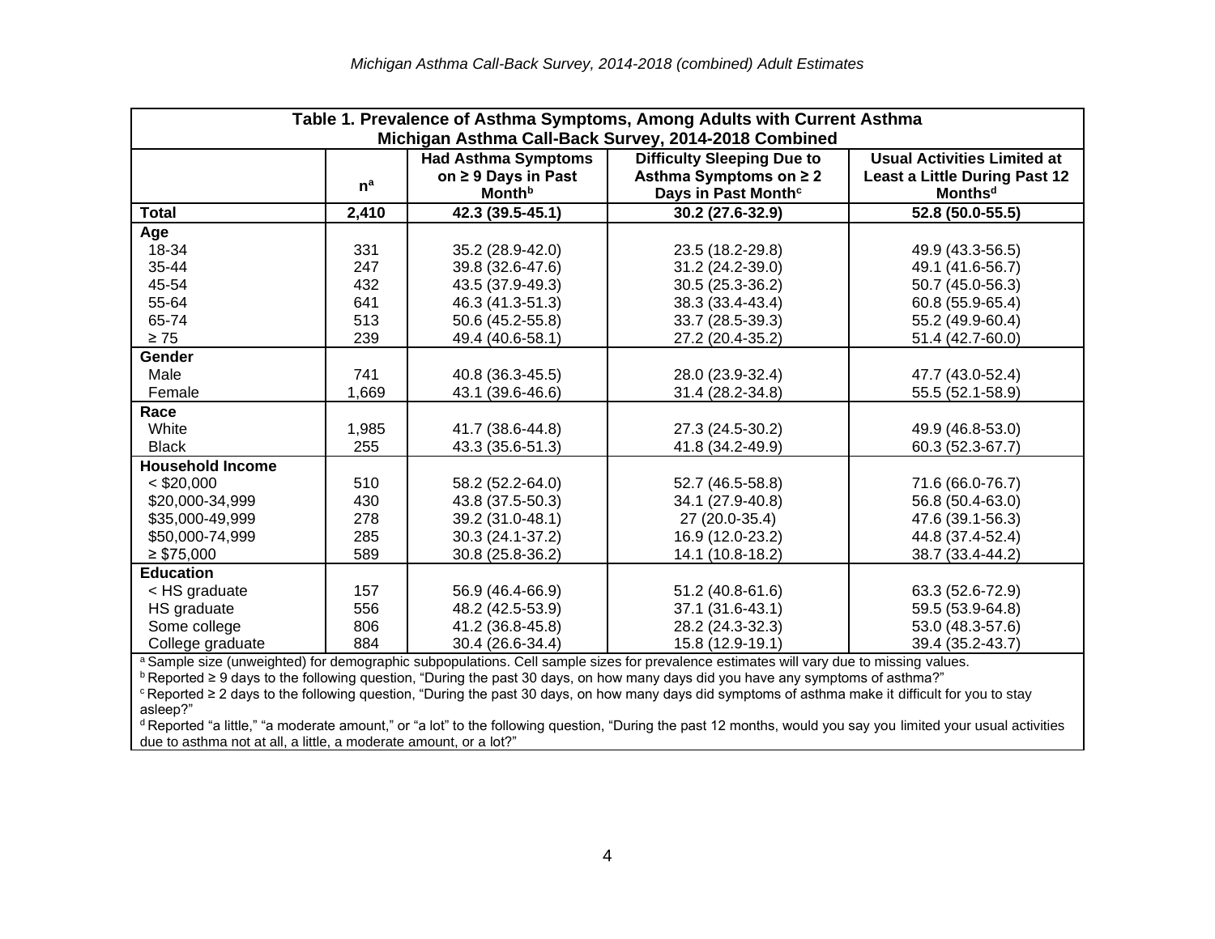*Michigan Asthma Call-Back Survey, 2014-2018 (combined) Adult Estimates*

**Table 1. Prevalence of Asthma Symptoms, Among Adults with Current Asthma**
**Michigan Asthma Call-Back Survey, 2014-2018 Combined**

| | n[a] | Had Asthma Symptoms on ≥ 9 Days in Past Month[b] | Difficulty Sleeping Due to Asthma Symptoms on ≥ 2 Days in Past Month[c] | Usual Activities Limited at Least a Little During Past 12 Months[d] |
|---|---|---|---|---|
| **Total** | **2,410** | **42.3 (39.5-45.1)** | **30.2 (27.6-32.9)** | **52.8 (50.0-55.5)** |
| **Age** | | | | |
| 18-34 | 331 | 35.2 (28.9-42.0) | 23.5 (18.2-29.8) | 49.9 (43.3-56.5) |
| 35-44 | 247 | 39.8 (32.6-47.6) | 31.2 (24.2-39.0) | 49.1 (41.6-56.7) |
| 45-54 | 432 | 43.5 (37.9-49.3) | 30.5 (25.3-36.2) | 50.7 (45.0-56.3) |
| 55-64 | 641 | 46.3 (41.3-51.3) | 38.3 (33.4-43.4) | 60.8 (55.9-65.4) |
| 65-74 | 513 | 50.6 (45.2-55.8) | 33.7 (28.5-39.3) | 55.2 (49.9-60.4) |
| ≥ 75 | 239 | 49.4 (40.6-58.1) | 27.2 (20.4-35.2) | 51.4 (42.7-60.0) |
| **Gender** | | | | |
| Male | 741 | 40.8 (36.3-45.5) | 28.0 (23.9-32.4) | 47.7 (43.0-52.4) |
| Female | 1,669 | 43.1 (39.6-46.6) | 31.4 (28.2-34.8) | 55.5 (52.1-58.9) |
| **Race** | | | | |
| White | 1,985 | 41.7 (38.6-44.8) | 27.3 (24.5-30.2) | 49.9 (46.8-53.0) |
| Black | 255 | 43.3 (35.6-51.3) | 41.8 (34.2-49.9) | 60.3 (52.3-67.7) |
| **Household Income** | | | | |
| < $20,000 | 510 | 58.2 (52.2-64.0) | 52.7 (46.5-58.8) | 71.6 (66.0-76.7) |
| $20,000-34,999 | 430 | 43.8 (37.5-50.3) | 34.1 (27.9-40.8) | 56.8 (50.4-63.0) |
| $35,000-49,999 | 278 | 39.2 (31.0-48.1) | 27 (20.0-35.4) | 47.6 (39.1-56.3) |
| $50,000-74,999 | 285 | 30.3 (24.1-37.2) | 16.9 (12.0-23.2) | 44.8 (37.4-52.4) |
| ≥ $75,000 | 589 | 30.8 (25.8-36.2) | 14.1 (10.8-18.2) | 38.7 (33.4-44.2) |
| **Education** | | | | |
| < HS graduate | 157 | 56.9 (46.4-66.9) | 51.2 (40.8-61.6) | 63.3 (52.6-72.9) |
| HS graduate | 556 | 48.2 (42.5-53.9) | 37.1 (31.6-43.1) | 59.5 (53.9-64.8) |
| Some college | 806 | 41.2 (36.8-45.8) | 28.2 (24.3-32.3) | 53.0 (48.3-57.6) |
| College graduate | 884 | 30.4 (26.6-34.4) | 15.8 (12.9-19.1) | 39.4 (35.2-43.7) |

[a] Sample size (unweighted) for demographic subpopulations. Cell sample sizes for prevalence estimates will vary due to missing values.

[b] Reported ≥ 9 days to the following question, "During the past 30 days, on how many days did you have any symptoms of asthma?"

[c] Reported ≥ 2 days to the following question, "During the past 30 days, on how many days did symptoms of asthma make it difficult for you to stay asleep?"

[d] Reported "a little," "a moderate amount," or "a lot" to the following question, "During the past 12 months, would you say you limited your usual activities due to asthma not at all, a little, a moderate amount, or a lot?"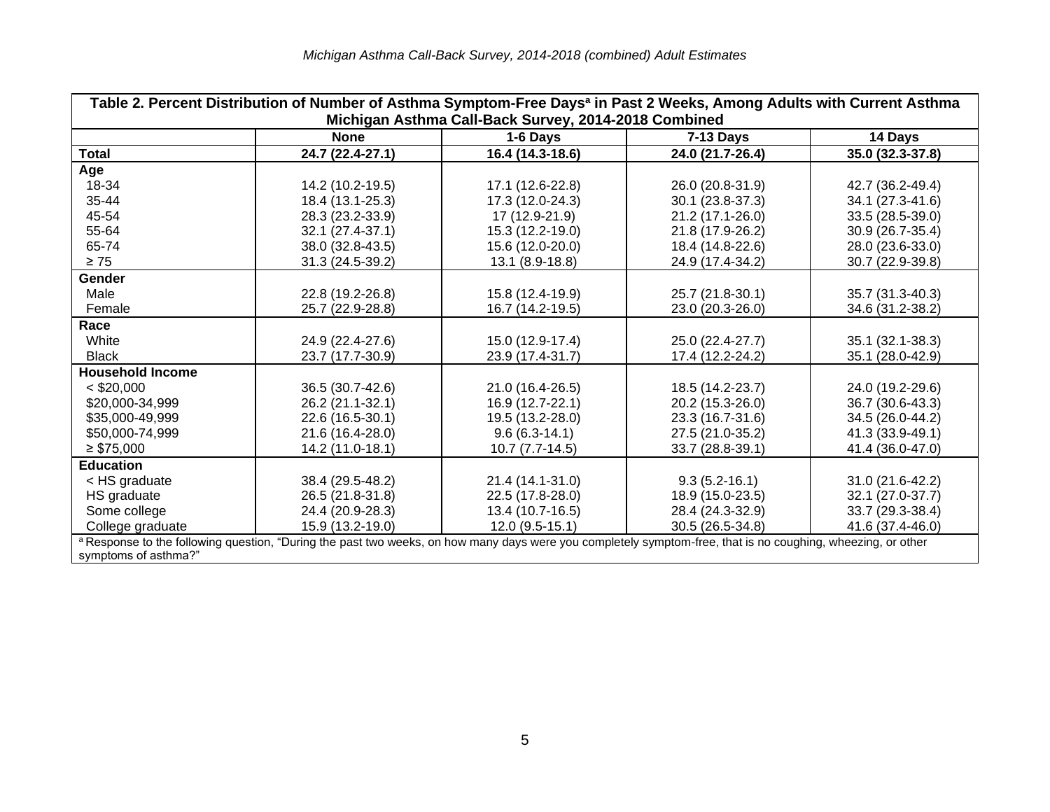*Michigan Asthma Call-Back Survey, 2014-2018 (combined) Adult Estimates*

| Table 2. Percent Distribution of Number of Asthma Symptom-Free Days[a] in Past 2 Weeks, Among Adults with Current Asthma Michigan Asthma Call-Back Survey, 2014-2018 Combined | | | | |
|---|---|---|---|---|
| | **None** | **1-6 Days** | **7-13 Days** | **14 Days** |
| **Total** | **24.7 (22.4-27.1)** | **16.4 (14.3-18.6)** | **24.0 (21.7-26.4)** | **35.0 (32.3-37.8)** |
| **Age** | | | | |
| 18-34 | 14.2 (10.2-19.5) | 17.1 (12.6-22.8) | 26.0 (20.8-31.9) | 42.7 (36.2-49.4) |
| 35-44 | 18.4 (13.1-25.3) | 17.3 (12.0-24.3) | 30.1 (23.8-37.3) | 34.1 (27.3-41.6) |
| 45-54 | 28.3 (23.2-33.9) | 17 (12.9-21.9) | 21.2 (17.1-26.0) | 33.5 (28.5-39.0) |
| 55-64 | 32.1 (27.4-37.1) | 15.3 (12.2-19.0) | 21.8 (17.9-26.2) | 30.9 (26.7-35.4) |
| 65-74 | 38.0 (32.8-43.5) | 15.6 (12.0-20.0) | 18.4 (14.8-22.6) | 28.0 (23.6-33.0) |
| ≥ 75 | 31.3 (24.5-39.2) | 13.1 (8.9-18.8) | 24.9 (17.4-34.2) | 30.7 (22.9-39.8) |
| **Gender** | | | | |
| Male | 22.8 (19.2-26.8) | 15.8 (12.4-19.9) | 25.7 (21.8-30.1) | 35.7 (31.3-40.3) |
| Female | 25.7 (22.9-28.8) | 16.7 (14.2-19.5) | 23.0 (20.3-26.0) | 34.6 (31.2-38.2) |
| **Race** | | | | |
| White | 24.9 (22.4-27.6) | 15.0 (12.9-17.4) | 25.0 (22.4-27.7) | 35.1 (32.1-38.3) |
| Black | 23.7 (17.7-30.9) | 23.9 (17.4-31.7) | 17.4 (12.2-24.2) | 35.1 (28.0-42.9) |
| **Household Income** | | | | |
| < $20,000 | 36.5 (30.7-42.6) | 21.0 (16.4-26.5) | 18.5 (14.2-23.7) | 24.0 (19.2-29.6) |
| $20,000-34,999 | 26.2 (21.1-32.1) | 16.9 (12.7-22.1) | 20.2 (15.3-26.0) | 36.7 (30.6-43.3) |
| $35,000-49,999 | 22.6 (16.5-30.1) | 19.5 (13.2-28.0) | 23.3 (16.7-31.6) | 34.5 (26.0-44.2) |
| $50,000-74,999 | 21.6 (16.4-28.0) | 9.6 (6.3-14.1) | 27.5 (21.0-35.2) | 41.3 (33.9-49.1) |
| ≥ $75,000 | 14.2 (11.0-18.1) | 10.7 (7.7-14.5) | 33.7 (28.8-39.1) | 41.4 (36.0-47.0) |
| **Education** | | | | |
| < HS graduate | 38.4 (29.5-48.2) | 21.4 (14.1-31.0) | 9.3 (5.2-16.1) | 31.0 (21.6-42.2) |
| HS graduate | 26.5 (21.8-31.8) | 22.5 (17.8-28.0) | 18.9 (15.0-23.5) | 32.1 (27.0-37.7) |
| Some college | 24.4 (20.9-28.3) | 13.4 (10.7-16.5) | 28.4 (24.3-32.9) | 33.7 (29.3-38.4) |
| College graduate | 15.9 (13.2-19.0) | 12.0 (9.5-15.1) | 30.5 (26.5-34.8) | 41.6 (37.4-46.0) |

[a] Response to the following question, "During the past two weeks, on how many days were you completely symptom-free, that is no coughing, wheezing, or other symptoms of asthma?"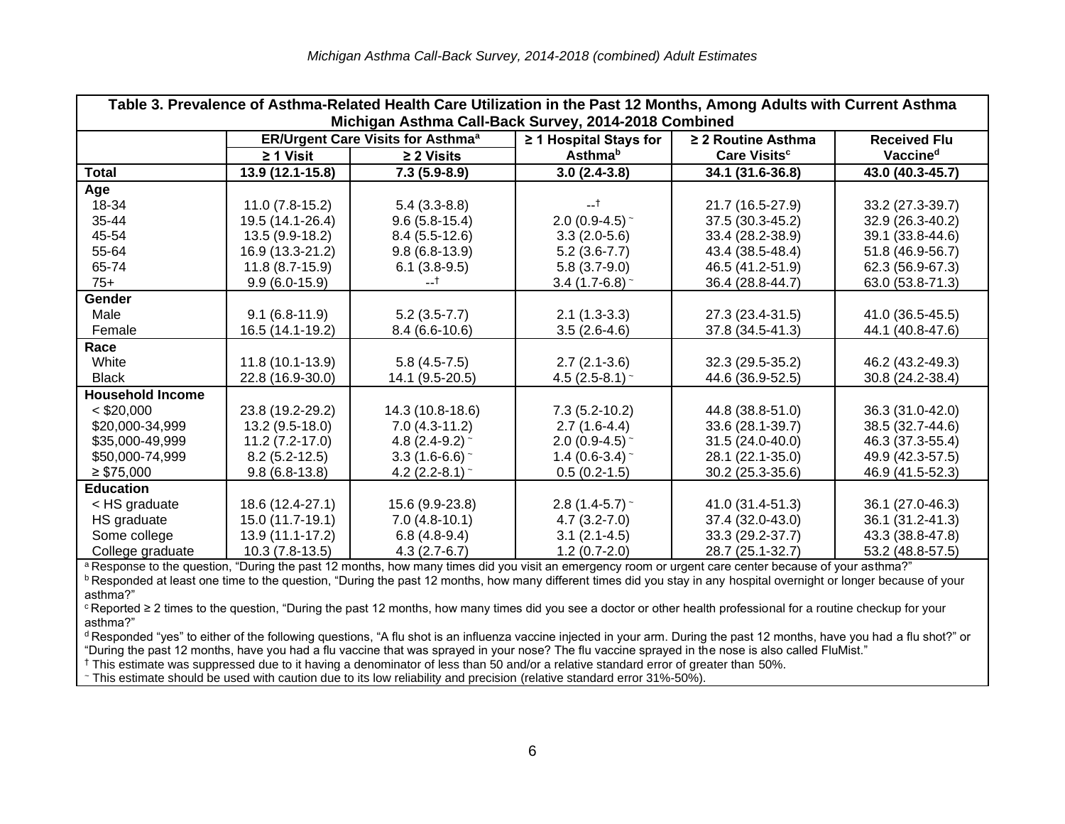**Table 3. Prevalence of Asthma-Related Health Care Utilization in the Past 12 Months, Among Adults with Current Asthma Michigan Asthma Call-Back Survey, 2014-2018 Combined**

| | ER/Urgent Care Visits for Asthma[a] | | ≥ 1 Hospital Stays for Asthma[b] | ≥ 2 Routine Asthma Care Visits[c] | Received Flu Vaccine[d] |
|---|---|---|---|---|---|
| | ≥ 1 Visit | ≥ 2 Visits | | | |
| **Total** | **13.9 (12.1-15.8)** | **7.3 (5.9-8.9)** | **3.0 (2.4-3.8)** | **34.1 (31.6-36.8)** | **43.0 (40.3-45.7)** |
| **Age** | | | | | |
| 18-34 | 11.0 (7.8-15.2) | 5.4 (3.3-8.8) | --† | 21.7 (16.5-27.9) | 33.2 (27.3-39.7) |
| 35-44 | 19.5 (14.1-26.4) | 9.6 (5.8-15.4) | 2.0 (0.9-4.5) ~ | 37.5 (30.3-45.2) | 32.9 (26.3-40.2) |
| 45-54 | 13.5 (9.9-18.2) | 8.4 (5.5-12.6) | 3.3 (2.0-5.6) | 33.4 (28.2-38.9) | 39.1 (33.8-44.6) |
| 55-64 | 16.9 (13.3-21.2) | 9.8 (6.8-13.9) | 5.2 (3.6-7.7) | 43.4 (38.5-48.4) | 51.8 (46.9-56.7) |
| 65-74 | 11.8 (8.7-15.9) | 6.1 (3.8-9.5) | 5.8 (3.7-9.0) | 46.5 (41.2-51.9) | 62.3 (56.9-67.3) |
| 75+ | 9.9 (6.0-15.9) | --† | 3.4 (1.7-6.8) ~ | 36.4 (28.8-44.7) | 63.0 (53.8-71.3) |
| **Gender** | | | | | |
| Male | 9.1 (6.8-11.9) | 5.2 (3.5-7.7) | 2.1 (1.3-3.3) | 27.3 (23.4-31.5) | 41.0 (36.5-45.5) |
| Female | 16.5 (14.1-19.2) | 8.4 (6.6-10.6) | 3.5 (2.6-4.6) | 37.8 (34.5-41.3) | 44.1 (40.8-47.6) |
| **Race** | | | | | |
| White | 11.8 (10.1-13.9) | 5.8 (4.5-7.5) | 2.7 (2.1-3.6) | 32.3 (29.5-35.2) | 46.2 (43.2-49.3) |
| Black | 22.8 (16.9-30.0) | 14.1 (9.5-20.5) | 4.5 (2.5-8.1) ~ | 44.6 (36.9-52.5) | 30.8 (24.2-38.4) |
| **Household Income** | | | | | |
| < $20,000 | 23.8 (19.2-29.2) | 14.3 (10.8-18.6) | 7.3 (5.2-10.2) | 44.8 (38.8-51.0) | 36.3 (31.0-42.0) |
| $20,000-34,999 | 13.2 (9.5-18.0) | 7.0 (4.3-11.2) | 2.7 (1.6-4.4) | 33.6 (28.1-39.7) | 38.5 (32.7-44.6) |
| $35,000-49,999 | 11.2 (7.2-17.0) | 4.8 (2.4-9.2) ~ | 2.0 (0.9-4.5) ~ | 31.5 (24.0-40.0) | 46.3 (37.3-55.4) |
| $50,000-74,999 | 8.2 (5.2-12.5) | 3.3 (1.6-6.6) ~ | 1.4 (0.6-3.4) ~ | 28.1 (22.1-35.0) | 49.9 (42.3-57.5) |
| ≥ $75,000 | 9.8 (6.8-13.8) | 4.2 (2.2-8.1) ~ | 0.5 (0.2-1.5) | 30.2 (25.3-35.6) | 46.9 (41.5-52.3) |
| **Education** | | | | | |
| < HS graduate | 18.6 (12.4-27.1) | 15.6 (9.9-23.8) | 2.8 (1.4-5.7) ~ | 41.0 (31.4-51.3) | 36.1 (27.0-46.3) |
| HS graduate | 15.0 (11.7-19.1) | 7.0 (4.8-10.1) | 4.7 (3.2-7.0) | 37.4 (32.0-43.0) | 36.1 (31.2-41.3) |
| Some college | 13.9 (11.1-17.2) | 6.8 (4.8-9.4) | 3.1 (2.1-4.5) | 33.3 (29.2-37.7) | 43.3 (38.8-47.8) |
| College graduate | 10.3 (7.8-13.5) | 4.3 (2.7-6.7) | 1.2 (0.7-2.0) | 28.7 (25.1-32.7) | 53.2 (48.8-57.5) |

[a] Response to the question, "During the past 12 months, how many times did you visit an emergency room or urgent care center because of your asthma?"

[b] Responded at least one time to the question, "During the past 12 months, how many different times did you stay in any hospital overnight or longer because of your asthma?"

[c] Reported ≥ 2 times to the question, "During the past 12 months, how many times did you see a doctor or other health professional for a routine checkup for your asthma?"

[d] Responded "yes" to either of the following questions, "A flu shot is an influenza vaccine injected in your arm. During the past 12 months, have you had a flu shot?" or "During the past 12 months, have you had a flu vaccine that was sprayed in your nose? The flu vaccine sprayed in the nose is also called FluMist."

† This estimate was suppressed due to it having a denominator of less than 50 and/or a relative standard error of greater than 50%.

~ This estimate should be used with caution due to its low reliability and precision (relative standard error 31%-50%).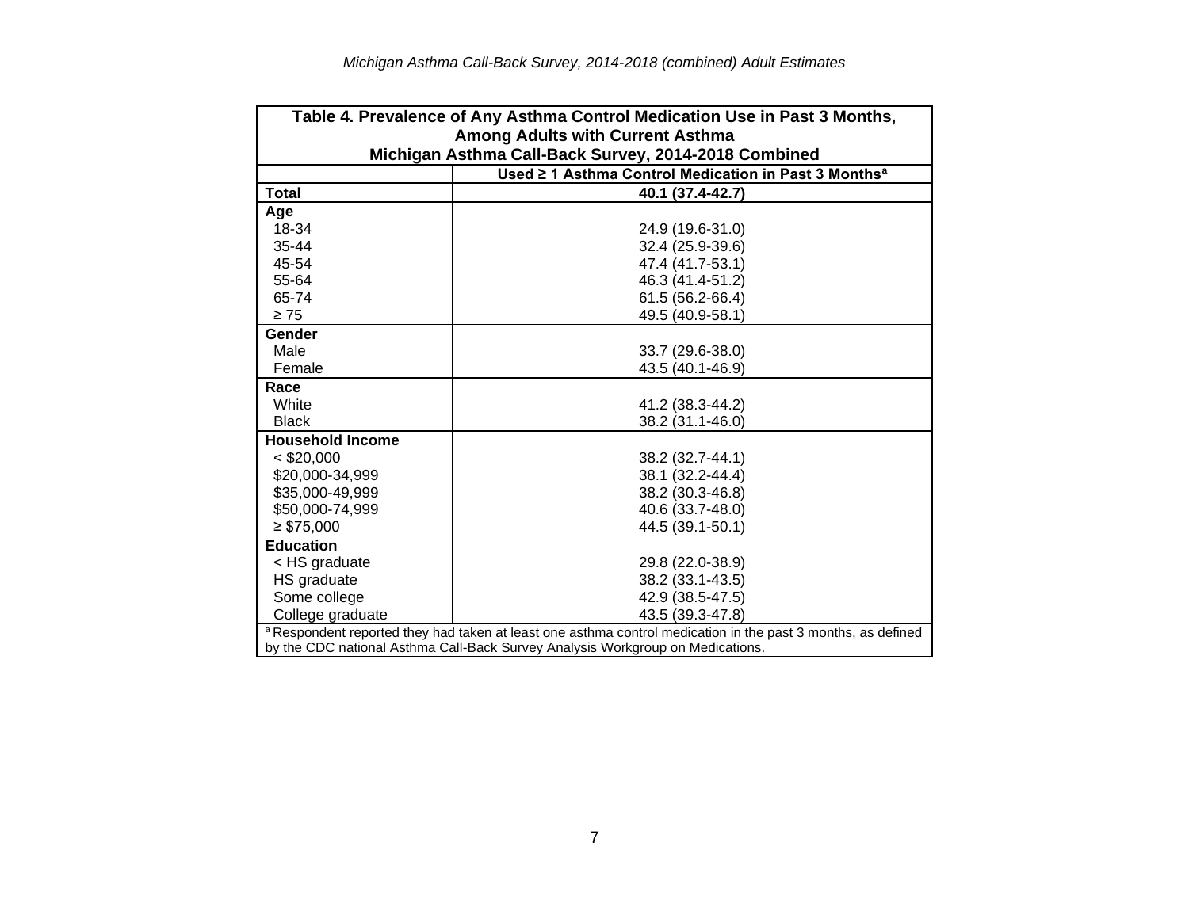*Michigan Asthma Call-Back Survey, 2014-2018 (combined) Adult Estimates*

| Table 4. Prevalence of Any Asthma Control Medication Use in Past 3 Months, Among Adults with Current Asthma Michigan Asthma Call-Back Survey, 2014-2018 Combined | |
|---|---|
| | **Used ≥ 1 Asthma Control Medication in Past 3 Months[a]** |
| **Total** | **40.1 (37.4-42.7)** |
| **Age** | |
| 18-34 | 24.9 (19.6-31.0) |
| 35-44 | 32.4 (25.9-39.6) |
| 45-54 | 47.4 (41.7-53.1) |
| 55-64 | 46.3 (41.4-51.2) |
| 65-74 | 61.5 (56.2-66.4) |
| ≥ 75 | 49.5 (40.9-58.1) |
| **Gender** | |
| Male | 33.7 (29.6-38.0) |
| Female | 43.5 (40.1-46.9) |
| **Race** | |
| White | 41.2 (38.3-44.2) |
| Black | 38.2 (31.1-46.0) |
| **Household Income** | |
| < $20,000 | 38.2 (32.7-44.1) |
| $20,000-34,999 | 38.1 (32.2-44.4) |
| $35,000-49,999 | 38.2 (30.3-46.8) |
| $50,000-74,999 | 40.6 (33.7-48.0) |
| ≥ $75,000 | 44.5 (39.1-50.1) |
| **Education** | |
| < HS graduate | 29.8 (22.0-38.9) |
| HS graduate | 38.2 (33.1-43.5) |
| Some college | 42.9 (38.5-47.5) |
| College graduate | 43.5 (39.3-47.8) |

[a] Respondent reported they had taken at least one asthma control medication in the past 3 months, as defined by the CDC national Asthma Call-Back Survey Analysis Workgroup on Medications.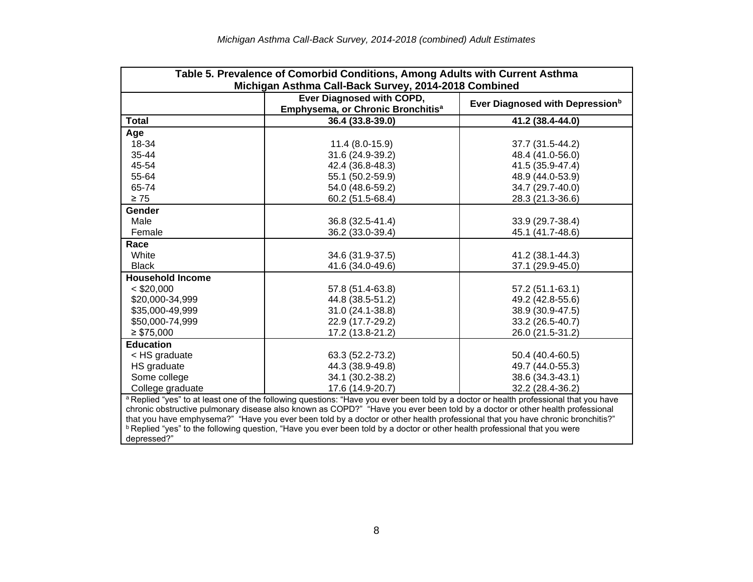| Table 5. Prevalence of Comorbid Conditions, Among Adults with Current Asthma Michigan Asthma Call-Back Survey, 2014-2018 Combined | | |
|---|---|---|
| | Ever Diagnosed with COPD, Emphysema, or Chronic Bronchitis[a] | Ever Diagnosed with Depression[b] |
| **Total** | **36.4 (33.8-39.0)** | **41.2 (38.4-44.0)** |
| **Age** | | |
| 18-34 | 11.4 (8.0-15.9) | 37.7 (31.5-44.2) |
| 35-44 | 31.6 (24.9-39.2) | 48.4 (41.0-56.0) |
| 45-54 | 42.4 (36.8-48.3) | 41.5 (35.9-47.4) |
| 55-64 | 55.1 (50.2-59.9) | 48.9 (44.0-53.9) |
| 65-74 | 54.0 (48.6-59.2) | 34.7 (29.7-40.0) |
| ≥ 75 | 60.2 (51.5-68.4) | 28.3 (21.3-36.6) |
| **Gender** | | |
| Male | 36.8 (32.5-41.4) | 33.9 (29.7-38.4) |
| Female | 36.2 (33.0-39.4) | 45.1 (41.7-48.6) |
| **Race** | | |
| White | 34.6 (31.9-37.5) | 41.2 (38.1-44.3) |
| Black | 41.6 (34.0-49.6) | 37.1 (29.9-45.0) |
| **Household Income** | | |
| < $20,000 | 57.8 (51.4-63.8) | 57.2 (51.1-63.1) |
| $20,000-34,999 | 44.8 (38.5-51.2) | 49.2 (42.8-55.6) |
| $35,000-49,999 | 31.0 (24.1-38.8) | 38.9 (30.9-47.5) |
| $50,000-74,999 | 22.9 (17.7-29.2) | 33.2 (26.5-40.7) |
| ≥ $75,000 | 17.2 (13.8-21.2) | 26.0 (21.5-31.2) |
| **Education** | | |
| < HS graduate | 63.3 (52.2-73.2) | 50.4 (40.4-60.5) |
| HS graduate | 44.3 (38.9-49.8) | 49.7 (44.0-55.3) |
| Some college | 34.1 (30.2-38.2) | 38.6 (34.3-43.1) |
| College graduate | 17.6 (14.9-20.7) | 32.2 (28.4-36.2) |

[a] Replied "yes" to at least one of the following questions: "Have you ever been told by a doctor or health professional that you have chronic obstructive pulmonary disease also known as COPD?" "Have you ever been told by a doctor or other health professional that you have emphysema?" "Have you ever been told by a doctor or other health professional that you have chronic bronchitis?"
[b] Replied "yes" to the following question, "Have you ever been told by a doctor or other health professional that you were depressed?"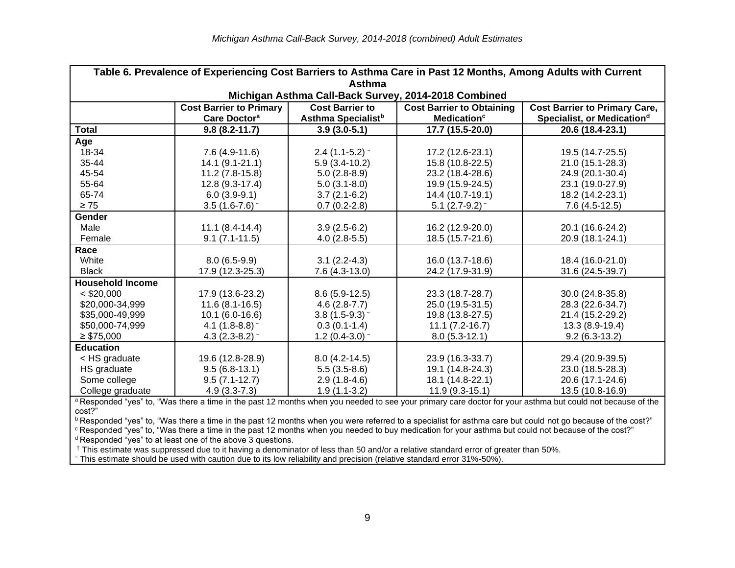| Table 6. Prevalence of Experiencing Cost Barriers to Asthma Care in Past 12 Months, Among Adults with Current Asthma<br>Michigan Asthma Call-Back Survey, 2014-2018 Combined | | | | |
|---|---|---|---|---|
| | Cost Barrier to Primary Care Doctor[a] | Cost Barrier to Asthma Specialist[b] | Cost Barrier to Obtaining Medication[c] | Cost Barrier to Primary Care, Specialist, or Medication[d] |
| **Total** | **9.8 (8.2-11.7)** | **3.9 (3.0-5.1)** | **17.7 (15.5-20.0)** | **20.6 (18.4-23.1)** |
| **Age** | | | | |
| 18-34 | 7.6 (4.9-11.6) | 2.4 (1.1-5.2) ~ | 17.2 (12.6-23.1) | 19.5 (14.7-25.5) |
| 35-44 | 14.1 (9.1-21.1) | 5.9 (3.4-10.2) | 15.8 (10.8-22.5) | 21.0 (15.1-28.3) |
| 45-54 | 11.2 (7.8-15.8) | 5.0 (2.8-8.9) | 23.2 (18.4-28.6) | 24.9 (20.1-30.4) |
| 55-64 | 12.8 (9.3-17.4) | 5.0 (3.1-8.0) | 19.9 (15.9-24.5) | 23.1 (19.0-27.9) |
| 65-74 | 6.0 (3.9-9.1) | 3.7 (2.1-6.2) | 14.4 (10.7-19.1) | 18.2 (14.2-23.1) |
| ≥ 75 | 3.5 (1.6-7.6) ~ | 0.7 (0.2-2.8) | 5.1 (2.7-9.2) ~ | 7.6 (4.5-12.5) |
| **Gender** | | | | |
| Male | 11.1 (8.4-14.4) | 3.9 (2.5-6.2) | 16.2 (12.9-20.0) | 20.1 (16.6-24.2) |
| Female | 9.1 (7.1-11.5) | 4.0 (2.8-5.5) | 18.5 (15.7-21.6) | 20.9 (18.1-24.1) |
| **Race** | | | | |
| White | 8.0 (6.5-9.9) | 3.1 (2.2-4.3) | 16.0 (13.7-18.6) | 18.4 (16.0-21.0) |
| Black | 17.9 (12.3-25.3) | 7.6 (4.3-13.0) | 24.2 (17.9-31.9) | 31.6 (24.5-39.7) |
| **Household Income** | | | | |
| < $20,000 | 17.9 (13.6-23.2) | 8.6 (5.9-12.5) | 23.3 (18.7-28.7) | 30.0 (24.8-35.8) |
| $20,000-34,999 | 11.6 (8.1-16.5) | 4.6 (2.8-7.7) | 25.0 (19.5-31.5) | 28.3 (22.6-34.7) |
| $35,000-49,999 | 10.1 (6.0-16.6) | 3.8 (1.5-9.3) ~ | 19.8 (13.8-27.5) | 21.4 (15.2-29.2) |
| $50,000-74,999 | 4.1 (1.8-8.8) ~ | 0.3 (0.1-1.4) | 11.1 (7.2-16.7) | 13.3 (8.9-19.4) |
| ≥ $75,000 | 4.3 (2.3-8.2) ~ | 1.2 (0.4-3.0) ~ | 8.0 (5.3-12.1) | 9.2 (6.3-13.2) |
| **Education** | | | | |
| < HS graduate | 19.6 (12.8-28.9) | 8.0 (4.2-14.5) | 23.9 (16.3-33.7) | 29.4 (20.9-39.5) |
| HS graduate | 9.5 (6.8-13.1) | 5.5 (3.5-8.6) | 19.1 (14.8-24.3) | 23.0 (18.5-28.3) |
| Some college | 9.5 (7.1-12.7) | 2.9 (1.8-4.6) | 18.1 (14.8-22.1) | 20.6 (17.1-24.6) |
| College graduate | 4.9 (3.3-7.3) | 1.9 (1.1-3.2) | 11.9 (9.3-15.1) | 13.5 (10.8-16.9) |

[a] Responded "yes" to, "Was there a time in the past 12 months when you needed to see your primary care doctor for your asthma but could not because of the cost?"

[b] Responded "yes" to, "Was there a time in the past 12 months when you were referred to a specialist for asthma care but could not go because of the cost?"

[c] Responded "yes" to, "Was there a time in the past 12 months when you needed to buy medication for your asthma but could not because of the cost?"

[d] Responded "yes" to at least one of the above 3 questions.

† This estimate was suppressed due to it having a denominator of less than 50 and/or a relative standard error of greater than 50%.

~ This estimate should be used with caution due to its low reliability and precision (relative standard error 31%-50%).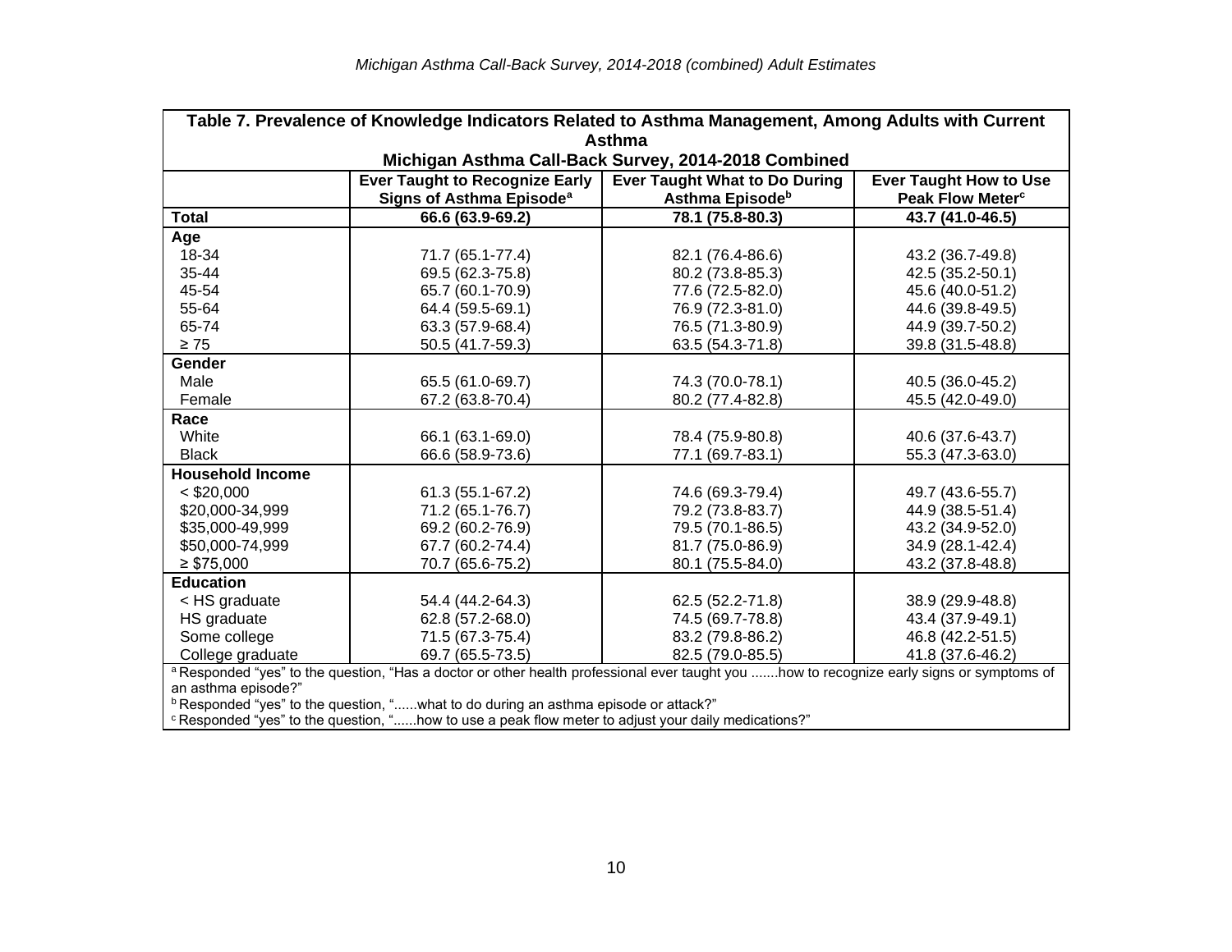**Table 7. Prevalence of Knowledge Indicators Related to Asthma Management, Among Adults with Current Asthma**
**Michigan Asthma Call-Back Survey, 2014-2018 Combined**

| | Ever Taught to Recognize Early Signs of Asthma Episode[a] | Ever Taught What to Do During Asthma Episode[b] | Ever Taught How to Use Peak Flow Meter[c] |
|---|---|---|---|
| **Total** | **66.6 (63.9-69.2)** | **78.1 (75.8-80.3)** | **43.7 (41.0-46.5)** |
| **Age** | | | |
| 18-34 | 71.7 (65.1-77.4) | 82.1 (76.4-86.6) | 43.2 (36.7-49.8) |
| 35-44 | 69.5 (62.3-75.8) | 80.2 (73.8-85.3) | 42.5 (35.2-50.1) |
| 45-54 | 65.7 (60.1-70.9) | 77.6 (72.5-82.0) | 45.6 (40.0-51.2) |
| 55-64 | 64.4 (59.5-69.1) | 76.9 (72.3-81.0) | 44.6 (39.8-49.5) |
| 65-74 | 63.3 (57.9-68.4) | 76.5 (71.3-80.9) | 44.9 (39.7-50.2) |
| ≥ 75 | 50.5 (41.7-59.3) | 63.5 (54.3-71.8) | 39.8 (31.5-48.8) |
| **Gender** | | | |
| Male | 65.5 (61.0-69.7) | 74.3 (70.0-78.1) | 40.5 (36.0-45.2) |
| Female | 67.2 (63.8-70.4) | 80.2 (77.4-82.8) | 45.5 (42.0-49.0) |
| **Race** | | | |
| White | 66.1 (63.1-69.0) | 78.4 (75.9-80.8) | 40.6 (37.6-43.7) |
| Black | 66.6 (58.9-73.6) | 77.1 (69.7-83.1) | 55.3 (47.3-63.0) |
| **Household Income** | | | |
| < $20,000 | 61.3 (55.1-67.2) | 74.6 (69.3-79.4) | 49.7 (43.6-55.7) |
| $20,000-34,999 | 71.2 (65.1-76.7) | 79.2 (73.8-83.7) | 44.9 (38.5-51.4) |
| $35,000-49,999 | 69.2 (60.2-76.9) | 79.5 (70.1-86.5) | 43.2 (34.9-52.0) |
| $50,000-74,999 | 67.7 (60.2-74.4) | 81.7 (75.0-86.9) | 34.9 (28.1-42.4) |
| ≥ $75,000 | 70.7 (65.6-75.2) | 80.1 (75.5-84.0) | 43.2 (37.8-48.8) |
| **Education** | | | |
| < HS graduate | 54.4 (44.2-64.3) | 62.5 (52.2-71.8) | 38.9 (29.9-48.8) |
| HS graduate | 62.8 (57.2-68.0) | 74.5 (69.7-78.8) | 43.4 (37.9-49.1) |
| Some college | 71.5 (67.3-75.4) | 83.2 (79.8-86.2) | 46.8 (42.2-51.5) |
| College graduate | 69.7 (65.5-73.5) | 82.5 (79.0-85.5) | 41.8 (37.6-46.2) |

[a] Responded "yes" to the question, "Has a doctor or other health professional ever taught you .......how to recognize early signs or symptoms of an asthma episode?"

[b] Responded "yes" to the question, "......what to do during an asthma episode or attack?"

[c] Responded "yes" to the question, "......how to use a peak flow meter to adjust your daily medications?"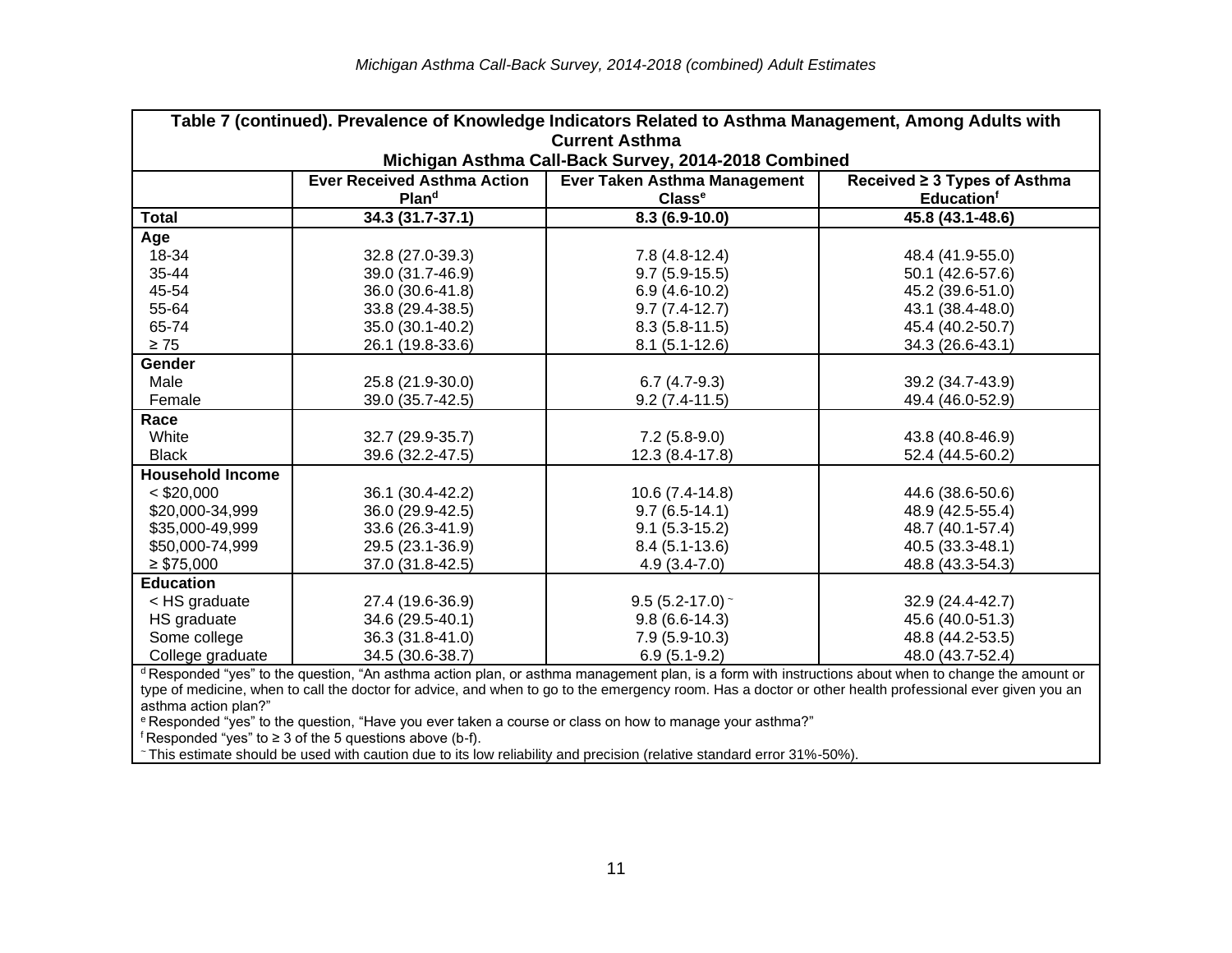| Table 7 (continued). Prevalence of Knowledge Indicators Related to Asthma Management, Among Adults with Current Asthma<br>Michigan Asthma Call-Back Survey, 2014-2018 Combined | | | |
|---|---|---|---|
| | **Ever Received Asthma Action Plan[d]** | **Ever Taken Asthma Management Class[e]** | **Received ≥ 3 Types of Asthma Education[f]** |
| **Total** | **34.3 (31.7-37.1)** | **8.3 (6.9-10.0)** | **45.8 (43.1-48.6)** |
| **Age** | | | |
| 18-34 | 32.8 (27.0-39.3) | 7.8 (4.8-12.4) | 48.4 (41.9-55.0) |
| 35-44 | 39.0 (31.7-46.9) | 9.7 (5.9-15.5) | 50.1 (42.6-57.6) |
| 45-54 | 36.0 (30.6-41.8) | 6.9 (4.6-10.2) | 45.2 (39.6-51.0) |
| 55-64 | 33.8 (29.4-38.5) | 9.7 (7.4-12.7) | 43.1 (38.4-48.0) |
| 65-74 | 35.0 (30.1-40.2) | 8.3 (5.8-11.5) | 45.4 (40.2-50.7) |
| ≥ 75 | 26.1 (19.8-33.6) | 8.1 (5.1-12.6) | 34.3 (26.6-43.1) |
| **Gender** | | | |
| Male | 25.8 (21.9-30.0) | 6.7 (4.7-9.3) | 39.2 (34.7-43.9) |
| Female | 39.0 (35.7-42.5) | 9.2 (7.4-11.5) | 49.4 (46.0-52.9) |
| **Race** | | | |
| White | 32.7 (29.9-35.7) | 7.2 (5.8-9.0) | 43.8 (40.8-46.9) |
| Black | 39.6 (32.2-47.5) | 12.3 (8.4-17.8) | 52.4 (44.5-60.2) |
| **Household Income** | | | |
| < $20,000 | 36.1 (30.4-42.2) | 10.6 (7.4-14.8) | 44.6 (38.6-50.6) |
| $20,000-34,999 | 36.0 (29.9-42.5) | 9.7 (6.5-14.1) | 48.9 (42.5-55.4) |
| $35,000-49,999 | 33.6 (26.3-41.9) | 9.1 (5.3-15.2) | 48.7 (40.1-57.4) |
| $50,000-74,999 | 29.5 (23.1-36.9) | 8.4 (5.1-13.6) | 40.5 (33.3-48.1) |
| ≥ $75,000 | 37.0 (31.8-42.5) | 4.9 (3.4-7.0) | 48.8 (43.3-54.3) |
| **Education** | | | |
| < HS graduate | 27.4 (19.6-36.9) | 9.5 (5.2-17.0) ~ | 32.9 (24.4-42.7) |
| HS graduate | 34.6 (29.5-40.1) | 9.8 (6.6-14.3) | 45.6 (40.0-51.3) |
| Some college | 36.3 (31.8-41.0) | 7.9 (5.9-10.3) | 48.8 (44.2-53.5) |
| College graduate | 34.5 (30.6-38.7) | 6.9 (5.1-9.2) | 48.0 (43.7-52.4) |

[d] Responded "yes" to the question, "An asthma action plan, or asthma management plan, is a form with instructions about when to change the amount or type of medicine, when to call the doctor for advice, and when to go to the emergency room. Has a doctor or other health professional ever given you an asthma action plan?"

[e] Responded "yes" to the question, "Have you ever taken a course or class on how to manage your asthma?"

[f] Responded "yes" to ≥ 3 of the 5 questions above (b-f).

~ This estimate should be used with caution due to its low reliability and precision (relative standard error 31%-50%).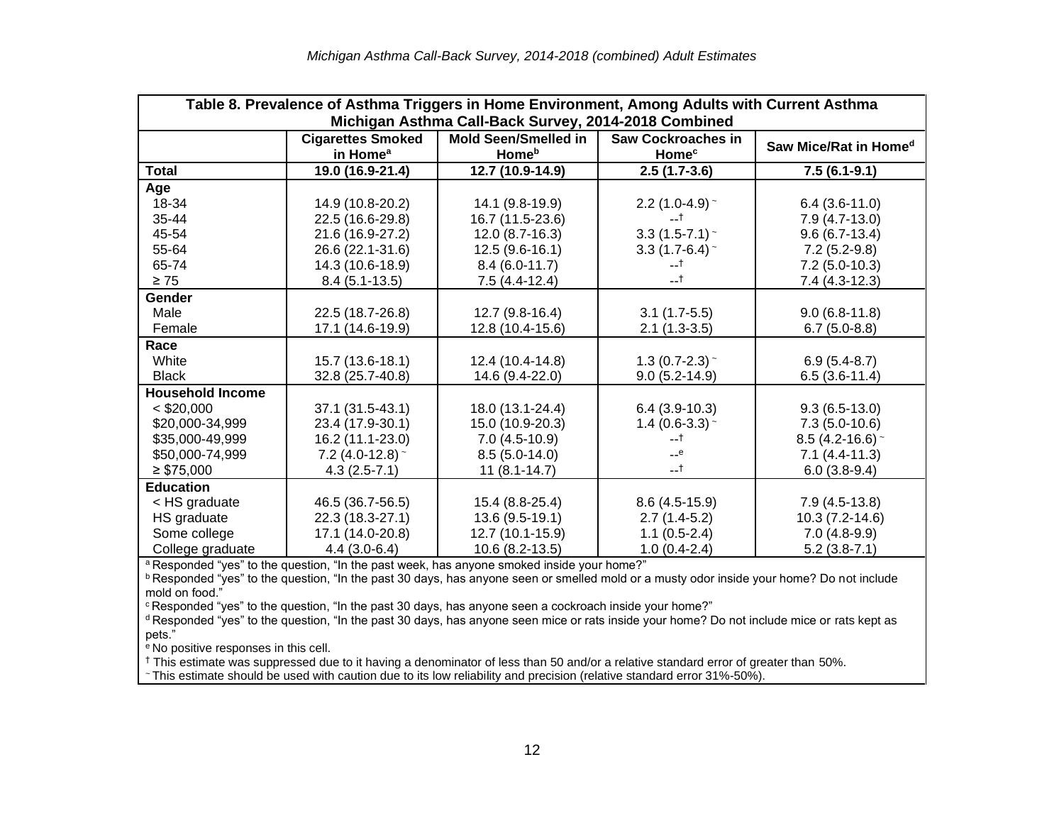Table 8. Prevalence of Asthma Triggers in Home Environment, Among Adults with Current Asthma
Michigan Asthma Call-Back Survey, 2014-2018 Combined

| | Cigarettes Smoked in Home[a] | Mold Seen/Smelled in Home[b] | Saw Cockroaches in Home[c] | Saw Mice/Rat in Home[d] |
|---|---|---|---|---|
| **Total** | **19.0 (16.9-21.4)** | **12.7 (10.9-14.9)** | **2.5 (1.7-3.6)** | **7.5 (6.1-9.1)** |
| **Age** | | | | |
| 18-34 | 14.9 (10.8-20.2) | 14.1 (9.8-19.9) | 2.2 (1.0-4.9) ~ | 6.4 (3.6-11.0) |
| 35-44 | 22.5 (16.6-29.8) | 16.7 (11.5-23.6) | --† | 7.9 (4.7-13.0) |
| 45-54 | 21.6 (16.9-27.2) | 12.0 (8.7-16.3) | 3.3 (1.5-7.1) ~ | 9.6 (6.7-13.4) |
| 55-64 | 26.6 (22.1-31.6) | 12.5 (9.6-16.1) | 3.3 (1.7-6.4) ~ | 7.2 (5.2-9.8) |
| 65-74 | 14.3 (10.6-18.9) | 8.4 (6.0-11.7) | --† | 7.2 (5.0-10.3) |
| ≥ 75 | 8.4 (5.1-13.5) | 7.5 (4.4-12.4) | --† | 7.4 (4.3-12.3) |
| **Gender** | | | | |
| Male | 22.5 (18.7-26.8) | 12.7 (9.8-16.4) | 3.1 (1.7-5.5) | 9.0 (6.8-11.8) |
| Female | 17.1 (14.6-19.9) | 12.8 (10.4-15.6) | 2.1 (1.3-3.5) | 6.7 (5.0-8.8) |
| **Race** | | | | |
| White | 15.7 (13.6-18.1) | 12.4 (10.4-14.8) | 1.3 (0.7-2.3) ~ | 6.9 (5.4-8.7) |
| Black | 32.8 (25.7-40.8) | 14.6 (9.4-22.0) | 9.0 (5.2-14.9) | 6.5 (3.6-11.4) |
| **Household Income** | | | | |
| < $20,000 | 37.1 (31.5-43.1) | 18.0 (13.1-24.4) | 6.4 (3.9-10.3) | 9.3 (6.5-13.0) |
| $20,000-34,999 | 23.4 (17.9-30.1) | 15.0 (10.9-20.3) | 1.4 (0.6-3.3) ~ | 7.3 (5.0-10.6) |
| $35,000-49,999 | 16.2 (11.1-23.0) | 7.0 (4.5-10.9) | --† | 8.5 (4.2-16.6) ~ |
| $50,000-74,999 | 7.2 (4.0-12.8) ~ | 8.5 (5.0-14.0) | --[e] | 7.1 (4.4-11.3) |
| ≥ $75,000 | 4.3 (2.5-7.1) | 11 (8.1-14.7) | --† | 6.0 (3.8-9.4) |
| **Education** | | | | |
| < HS graduate | 46.5 (36.7-56.5) | 15.4 (8.8-25.4) | 8.6 (4.5-15.9) | 7.9 (4.5-13.8) |
| HS graduate | 22.3 (18.3-27.1) | 13.6 (9.5-19.1) | 2.7 (1.4-5.2) | 10.3 (7.2-14.6) |
| Some college | 17.1 (14.0-20.8) | 12.7 (10.1-15.9) | 1.1 (0.5-2.4) | 7.0 (4.8-9.9) |
| College graduate | 4.4 (3.0-6.4) | 10.6 (8.2-13.5) | 1.0 (0.4-2.4) | 5.2 (3.8-7.1) |

[a] Responded "yes" to the question, "In the past week, has anyone smoked inside your home?"
[b] Responded "yes" to the question, "In the past 30 days, has anyone seen or smelled mold or a musty odor inside your home? Do not include mold on food."
[c] Responded "yes" to the question, "In the past 30 days, has anyone seen a cockroach inside your home?"
[d] Responded "yes" to the question, "In the past 30 days, has anyone seen mice or rats inside your home? Do not include mice or rats kept as pets."
[e] No positive responses in this cell.
† This estimate was suppressed due to it having a denominator of less than 50 and/or a relative standard error of greater than 50%.
~ This estimate should be used with caution due to its low reliability and precision (relative standard error 31%-50%).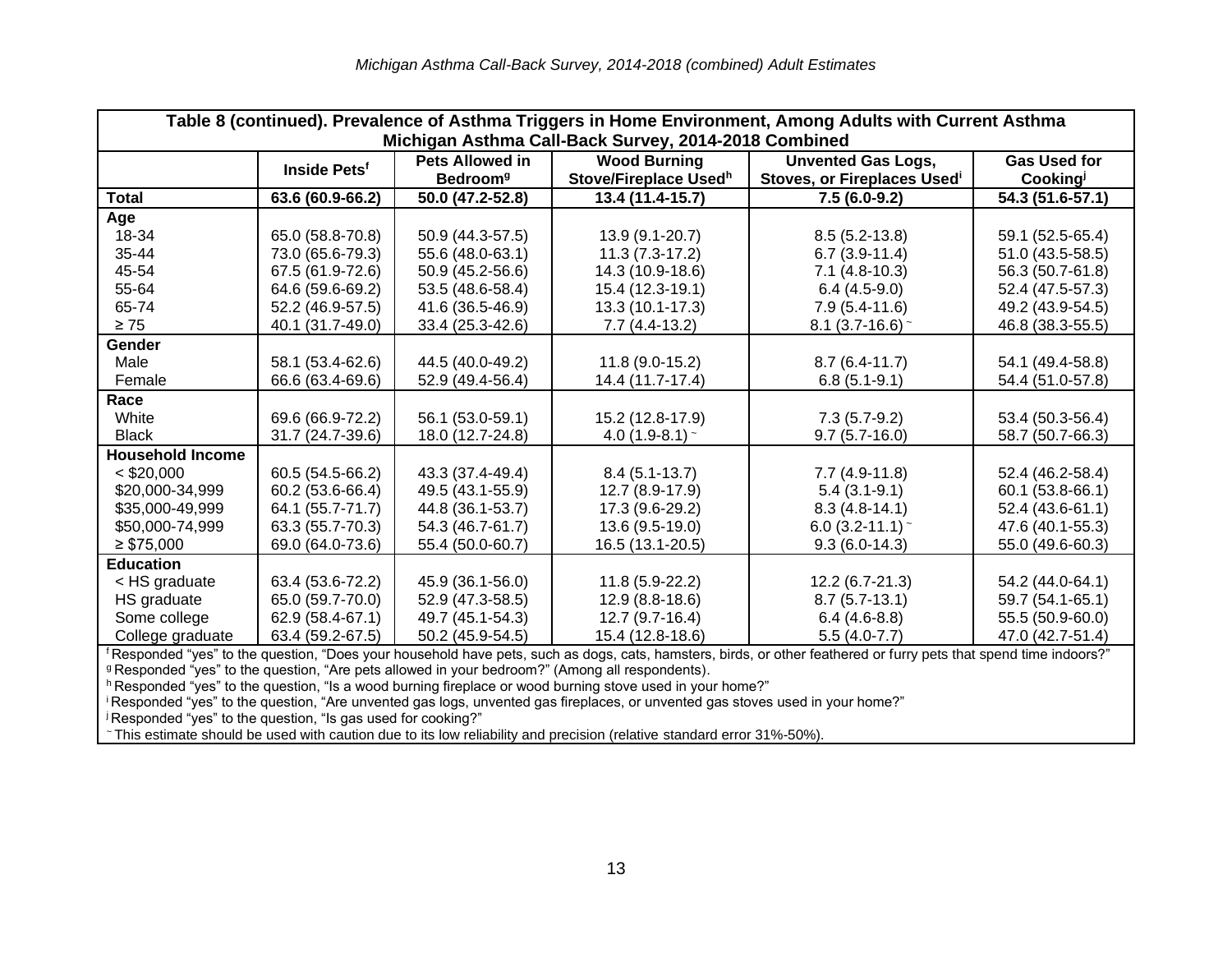**Table 8 (continued). Prevalence of Asthma Triggers in Home Environment, Among Adults with Current Asthma Michigan Asthma Call-Back Survey, 2014-2018 Combined**

| | Inside Pets[f] | Pets Allowed in Bedroom[g] | Wood Burning Stove/Fireplace Used[h] | Unvented Gas Logs, Stoves, or Fireplaces Used[i] | Gas Used for Cooking[j] |
|---|---|---|---|---|---|
| **Total** | **63.6 (60.9-66.2)** | **50.0 (47.2-52.8)** | **13.4 (11.4-15.7)** | **7.5 (6.0-9.2)** | **54.3 (51.6-57.1)** |
| **Age** | | | | | |
| 18-34 | 65.0 (58.8-70.8) | 50.9 (44.3-57.5) | 13.9 (9.1-20.7) | 8.5 (5.2-13.8) | 59.1 (52.5-65.4) |
| 35-44 | 73.0 (65.6-79.3) | 55.6 (48.0-63.1) | 11.3 (7.3-17.2) | 6.7 (3.9-11.4) | 51.0 (43.5-58.5) |
| 45-54 | 67.5 (61.9-72.6) | 50.9 (45.2-56.6) | 14.3 (10.9-18.6) | 7.1 (4.8-10.3) | 56.3 (50.7-61.8) |
| 55-64 | 64.6 (59.6-69.2) | 53.5 (48.6-58.4) | 15.4 (12.3-19.1) | 6.4 (4.5-9.0) | 52.4 (47.5-57.3) |
| 65-74 | 52.2 (46.9-57.5) | 41.6 (36.5-46.9) | 13.3 (10.1-17.3) | 7.9 (5.4-11.6) | 49.2 (43.9-54.5) |
| ≥ 75 | 40.1 (31.7-49.0) | 33.4 (25.3-42.6) | 7.7 (4.4-13.2) | 8.1 (3.7-16.6) ~ | 46.8 (38.3-55.5) |
| **Gender** | | | | | |
| Male | 58.1 (53.4-62.6) | 44.5 (40.0-49.2) | 11.8 (9.0-15.2) | 8.7 (6.4-11.7) | 54.1 (49.4-58.8) |
| Female | 66.6 (63.4-69.6) | 52.9 (49.4-56.4) | 14.4 (11.7-17.4) | 6.8 (5.1-9.1) | 54.4 (51.0-57.8) |
| **Race** | | | | | |
| White | 69.6 (66.9-72.2) | 56.1 (53.0-59.1) | 15.2 (12.8-17.9) | 7.3 (5.7-9.2) | 53.4 (50.3-56.4) |
| Black | 31.7 (24.7-39.6) | 18.0 (12.7-24.8) | 4.0 (1.9-8.1) ~ | 9.7 (5.7-16.0) | 58.7 (50.7-66.3) |
| **Household Income** | | | | | |
| < $20,000 | 60.5 (54.5-66.2) | 43.3 (37.4-49.4) | 8.4 (5.1-13.7) | 7.7 (4.9-11.8) | 52.4 (46.2-58.4) |
| $20,000-34,999 | 60.2 (53.6-66.4) | 49.5 (43.1-55.9) | 12.7 (8.9-17.9) | 5.4 (3.1-9.1) | 60.1 (53.8-66.1) |
| $35,000-49,999 | 64.1 (55.7-71.7) | 44.8 (36.1-53.7) | 17.3 (9.6-29.2) | 8.3 (4.8-14.1) | 52.4 (43.6-61.1) |
| $50,000-74,999 | 63.3 (55.7-70.3) | 54.3 (46.7-61.7) | 13.6 (9.5-19.0) | 6.0 (3.2-11.1) ~ | 47.6 (40.1-55.3) |
| ≥ $75,000 | 69.0 (64.0-73.6) | 55.4 (50.0-60.7) | 16.5 (13.1-20.5) | 9.3 (6.0-14.3) | 55.0 (49.6-60.3) |
| **Education** | | | | | |
| < HS graduate | 63.4 (53.6-72.2) | 45.9 (36.1-56.0) | 11.8 (5.9-22.2) | 12.2 (6.7-21.3) | 54.2 (44.0-64.1) |
| HS graduate | 65.0 (59.7-70.0) | 52.9 (47.3-58.5) | 12.9 (8.8-18.6) | 8.7 (5.7-13.1) | 59.7 (54.1-65.1) |
| Some college | 62.9 (58.4-67.1) | 49.7 (45.1-54.3) | 12.7 (9.7-16.4) | 6.4 (4.6-8.8) | 55.5 (50.9-60.0) |
| College graduate | 63.4 (59.2-67.5) | 50.2 (45.9-54.5) | 15.4 (12.8-18.6) | 5.5 (4.0-7.7) | 47.0 (42.7-51.4) |

[f] Responded "yes" to the question, "Does your household have pets, such as dogs, cats, hamsters, birds, or other feathered or furry pets that spend time indoors?"
[g] Responded "yes" to the question, "Are pets allowed in your bedroom?" (Among all respondents).
[h] Responded "yes" to the question, "Is a wood burning fireplace or wood burning stove used in your home?"
[i] Responded "yes" to the question, "Are unvented gas logs, unvented gas fireplaces, or unvented gas stoves used in your home?"
[j] Responded "yes" to the question, "Is gas used for cooking?"
~ This estimate should be used with caution due to its low reliability and precision (relative standard error 31%-50%).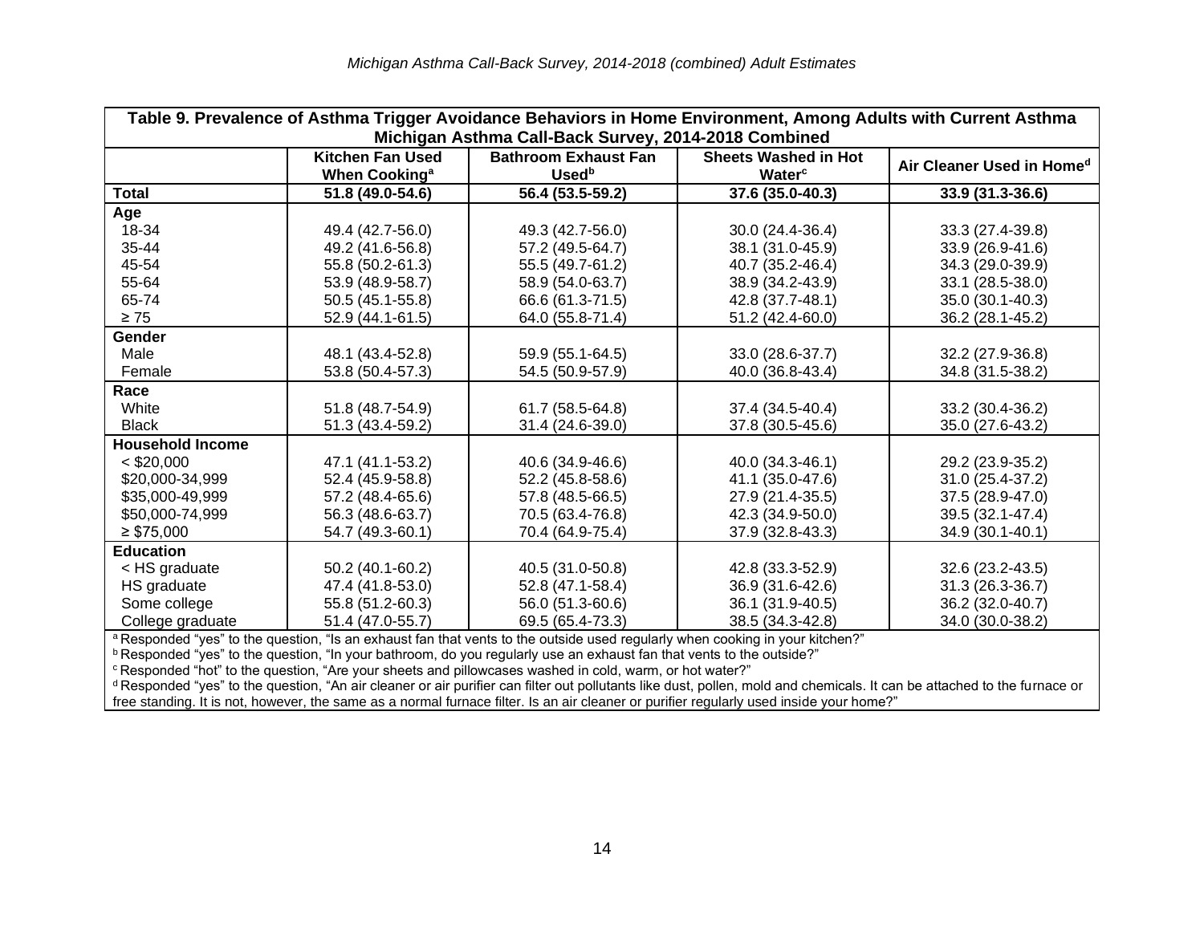| Table 9. Prevalence of Asthma Trigger Avoidance Behaviors in Home Environment, Among Adults with Current Asthma Michigan Asthma Call-Back Survey, 2014-2018 Combined | | | | |
|---|---|---|---|---|
| | **Kitchen Fan Used When Cooking[a]** | **Bathroom Exhaust Fan Used[b]** | **Sheets Washed in Hot Water[c]** | **Air Cleaner Used in Home[d]** |
| **Total** | **51.8 (49.0-54.6)** | **56.4 (53.5-59.2)** | **37.6 (35.0-40.3)** | **33.9 (31.3-36.6)** |
| **Age** | | | | |
| 18-34 | 49.4 (42.7-56.0) | 49.3 (42.7-56.0) | 30.0 (24.4-36.4) | 33.3 (27.4-39.8) |
| 35-44 | 49.2 (41.6-56.8) | 57.2 (49.5-64.7) | 38.1 (31.0-45.9) | 33.9 (26.9-41.6) |
| 45-54 | 55.8 (50.2-61.3) | 55.5 (49.7-61.2) | 40.7 (35.2-46.4) | 34.3 (29.0-39.9) |
| 55-64 | 53.9 (48.9-58.7) | 58.9 (54.0-63.7) | 38.9 (34.2-43.9) | 33.1 (28.5-38.0) |
| 65-74 | 50.5 (45.1-55.8) | 66.6 (61.3-71.5) | 42.8 (37.7-48.1) | 35.0 (30.1-40.3) |
| ≥ 75 | 52.9 (44.1-61.5) | 64.0 (55.8-71.4) | 51.2 (42.4-60.0) | 36.2 (28.1-45.2) |
| **Gender** | | | | |
| Male | 48.1 (43.4-52.8) | 59.9 (55.1-64.5) | 33.0 (28.6-37.7) | 32.2 (27.9-36.8) |
| Female | 53.8 (50.4-57.3) | 54.5 (50.9-57.9) | 40.0 (36.8-43.4) | 34.8 (31.5-38.2) |
| **Race** | | | | |
| White | 51.8 (48.7-54.9) | 61.7 (58.5-64.8) | 37.4 (34.5-40.4) | 33.2 (30.4-36.2) |
| Black | 51.3 (43.4-59.2) | 31.4 (24.6-39.0) | 37.8 (30.5-45.6) | 35.0 (27.6-43.2) |
| **Household Income** | | | | |
| < $20,000 | 47.1 (41.1-53.2) | 40.6 (34.9-46.6) | 40.0 (34.3-46.1) | 29.2 (23.9-35.2) |
| $20,000-34,999 | 52.4 (45.9-58.8) | 52.2 (45.8-58.6) | 41.1 (35.0-47.6) | 31.0 (25.4-37.2) |
| $35,000-49,999 | 57.2 (48.4-65.6) | 57.8 (48.5-66.5) | 27.9 (21.4-35.5) | 37.5 (28.9-47.0) |
| $50,000-74,999 | 56.3 (48.6-63.7) | 70.5 (63.4-76.8) | 42.3 (34.9-50.0) | 39.5 (32.1-47.4) |
| ≥ $75,000 | 54.7 (49.3-60.1) | 70.4 (64.9-75.4) | 37.9 (32.8-43.3) | 34.9 (30.1-40.1) |
| **Education** | | | | |
| < HS graduate | 50.2 (40.1-60.2) | 40.5 (31.0-50.8) | 42.8 (33.3-52.9) | 32.6 (23.2-43.5) |
| HS graduate | 47.4 (41.8-53.0) | 52.8 (47.1-58.4) | 36.9 (31.6-42.6) | 31.3 (26.3-36.7) |
| Some college | 55.8 (51.2-60.3) | 56.0 (51.3-60.6) | 36.1 (31.9-40.5) | 36.2 (32.0-40.7) |
| College graduate | 51.4 (47.0-55.7) | 69.5 (65.4-73.3) | 38.5 (34.3-42.8) | 34.0 (30.0-38.2) |

[a] Responded "yes" to the question, "Is an exhaust fan that vents to the outside used regularly when cooking in your kitchen?"
[b] Responded "yes" to the question, "In your bathroom, do you regularly use an exhaust fan that vents to the outside?"
[c] Responded "hot" to the question, "Are your sheets and pillowcases washed in cold, warm, or hot water?"
[d] Responded "yes" to the question, "An air cleaner or air purifier can filter out pollutants like dust, pollen, mold and chemicals. It can be attached to the furnace or free standing. It is not, however, the same as a normal furnace filter. Is an air cleaner or purifier regularly used inside your home?"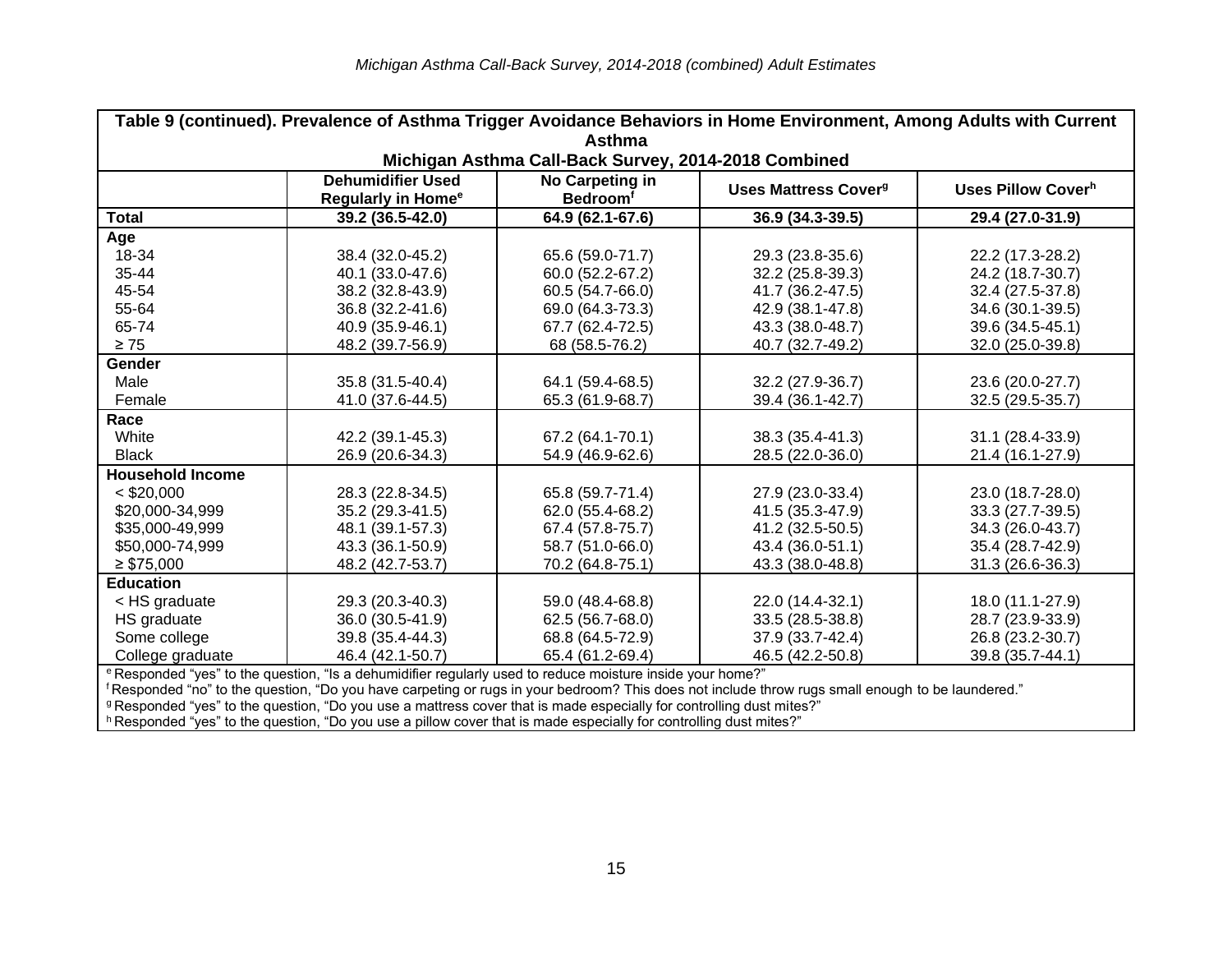| Table 9 (continued). Prevalence of Asthma Trigger Avoidance Behaviors in Home Environment, Among Adults with Current Asthma<br>Michigan Asthma Call-Back Survey, 2014-2018 Combined | | | | |
|---|---|---|---|---|
| | **Dehumidifier Used Regularly in Home[e]** | **No Carpeting in Bedroom[f]** | **Uses Mattress Cover[g]** | **Uses Pillow Cover[h]** |
| **Total** | **39.2 (36.5-42.0)** | **64.9 (62.1-67.6)** | **36.9 (34.3-39.5)** | **29.4 (27.0-31.9)** |
| **Age** | | | | |
| 18-34 | 38.4 (32.0-45.2) | 65.6 (59.0-71.7) | 29.3 (23.8-35.6) | 22.2 (17.3-28.2) |
| 35-44 | 40.1 (33.0-47.6) | 60.0 (52.2-67.2) | 32.2 (25.8-39.3) | 24.2 (18.7-30.7) |
| 45-54 | 38.2 (32.8-43.9) | 60.5 (54.7-66.0) | 41.7 (36.2-47.5) | 32.4 (27.5-37.8) |
| 55-64 | 36.8 (32.2-41.6) | 69.0 (64.3-73.3) | 42.9 (38.1-47.8) | 34.6 (30.1-39.5) |
| 65-74 | 40.9 (35.9-46.1) | 67.7 (62.4-72.5) | 43.3 (38.0-48.7) | 39.6 (34.5-45.1) |
| ≥ 75 | 48.2 (39.7-56.9) | 68 (58.5-76.2) | 40.7 (32.7-49.2) | 32.0 (25.0-39.8) |
| **Gender** | | | | |
| Male | 35.8 (31.5-40.4) | 64.1 (59.4-68.5) | 32.2 (27.9-36.7) | 23.6 (20.0-27.7) |
| Female | 41.0 (37.6-44.5) | 65.3 (61.9-68.7) | 39.4 (36.1-42.7) | 32.5 (29.5-35.7) |
| **Race** | | | | |
| White | 42.2 (39.1-45.3) | 67.2 (64.1-70.1) | 38.3 (35.4-41.3) | 31.1 (28.4-33.9) |
| Black | 26.9 (20.6-34.3) | 54.9 (46.9-62.6) | 28.5 (22.0-36.0) | 21.4 (16.1-27.9) |
| **Household Income** | | | | |
| < $20,000 | 28.3 (22.8-34.5) | 65.8 (59.7-71.4) | 27.9 (23.0-33.4) | 23.0 (18.7-28.0) |
| $20,000-34,999 | 35.2 (29.3-41.5) | 62.0 (55.4-68.2) | 41.5 (35.3-47.9) | 33.3 (27.7-39.5) |
| $35,000-49,999 | 48.1 (39.1-57.3) | 67.4 (57.8-75.7) | 41.2 (32.5-50.5) | 34.3 (26.0-43.7) |
| $50,000-74,999 | 43.3 (36.1-50.9) | 58.7 (51.0-66.0) | 43.4 (36.0-51.1) | 35.4 (28.7-42.9) |
| ≥ $75,000 | 48.2 (42.7-53.7) | 70.2 (64.8-75.1) | 43.3 (38.0-48.8) | 31.3 (26.6-36.3) |
| **Education** | | | | |
| < HS graduate | 29.3 (20.3-40.3) | 59.0 (48.4-68.8) | 22.0 (14.4-32.1) | 18.0 (11.1-27.9) |
| HS graduate | 36.0 (30.5-41.9) | 62.5 (56.7-68.0) | 33.5 (28.5-38.8) | 28.7 (23.9-33.9) |
| Some college | 39.8 (35.4-44.3) | 68.8 (64.5-72.9) | 37.9 (33.7-42.4) | 26.8 (23.2-30.7) |
| College graduate | 46.4 (42.1-50.7) | 65.4 (61.2-69.4) | 46.5 (42.2-50.8) | 39.8 (35.7-44.1) |

[e] Responded "yes" to the question, "Is a dehumidifier regularly used to reduce moisture inside your home?"
[f] Responded "no" to the question, "Do you have carpeting or rugs in your bedroom? This does not include throw rugs small enough to be laundered."
[g] Responded "yes" to the question, "Do you use a mattress cover that is made especially for controlling dust mites?"
[h] Responded "yes" to the question, "Do you use a pillow cover that is made especially for controlling dust mites?"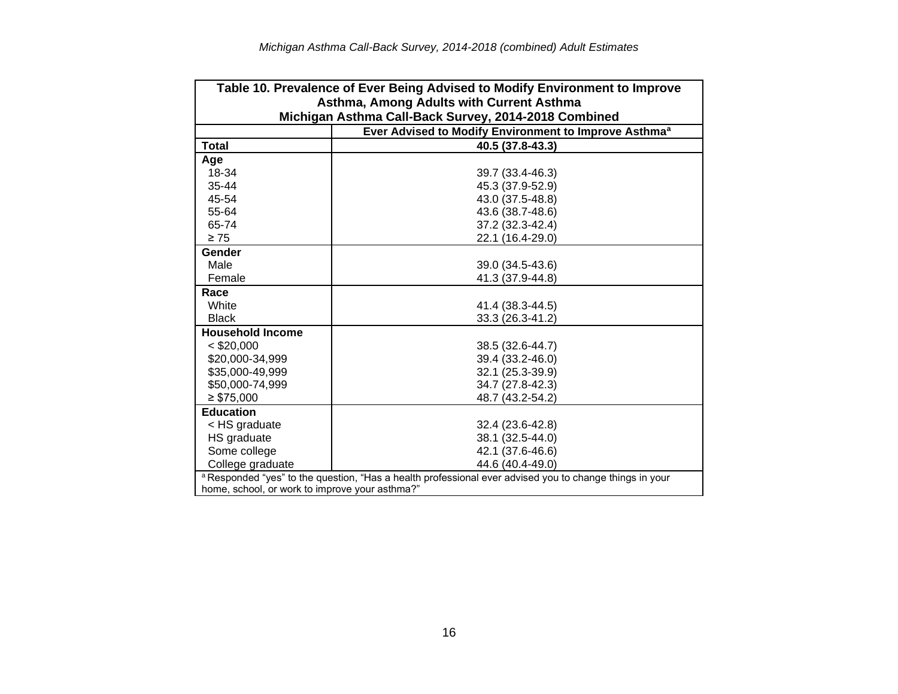| Table 10. Prevalence of Ever Being Advised to Modify Environment to Improve Asthma, Among Adults with Current Asthma<br>Michigan Asthma Call-Back Survey, 2014-2018 Combined | |
|---|---|
| | **Ever Advised to Modify Environment to Improve Asthma[a]** |
| **Total** | **40.5 (37.8-43.3)** |
| **Age** | |
| 18-34 | 39.7 (33.4-46.3) |
| 35-44 | 45.3 (37.9-52.9) |
| 45-54 | 43.0 (37.5-48.8) |
| 55-64 | 43.6 (38.7-48.6) |
| 65-74 | 37.2 (32.3-42.4) |
| ≥ 75 | 22.1 (16.4-29.0) |
| **Gender** | |
| Male | 39.0 (34.5-43.6) |
| Female | 41.3 (37.9-44.8) |
| **Race** | |
| White | 41.4 (38.3-44.5) |
| Black | 33.3 (26.3-41.2) |
| **Household Income** | |
| < $20,000 | 38.5 (32.6-44.7) |
| $20,000-34,999 | 39.4 (33.2-46.0) |
| $35,000-49,999 | 32.1 (25.3-39.9) |
| $50,000-74,999 | 34.7 (27.8-42.3) |
| ≥ $75,000 | 48.7 (43.2-54.2) |
| **Education** | |
| < HS graduate | 32.4 (23.6-42.8) |
| HS graduate | 38.1 (32.5-44.0) |
| Some college | 42.1 (37.6-46.6) |
| College graduate | 44.6 (40.4-49.0) |

[a] Responded "yes" to the question, "Has a health professional ever advised you to change things in your home, school, or work to improve your asthma?"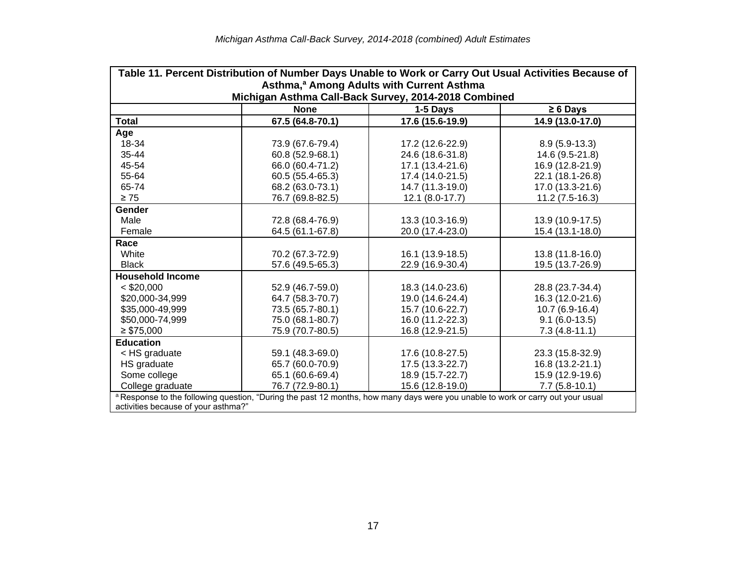| Table 11. Percent Distribution of Number Days Unable to Work or Carry Out Usual Activities Because of Asthma,[a] Among Adults with Current Asthma Michigan Asthma Call-Back Survey, 2014-2018 Combined | | | |
|---|---|---|---|
| | **None** | **1-5 Days** | **≥ 6 Days** |
| **Total** | **67.5 (64.8-70.1)** | **17.6 (15.6-19.9)** | **14.9 (13.0-17.0)** |
| **Age** | | | |
| 18-34 | 73.9 (67.6-79.4) | 17.2 (12.6-22.9) | 8.9 (5.9-13.3) |
| 35-44 | 60.8 (52.9-68.1) | 24.6 (18.6-31.8) | 14.6 (9.5-21.8) |
| 45-54 | 66.0 (60.4-71.2) | 17.1 (13.4-21.6) | 16.9 (12.8-21.9) |
| 55-64 | 60.5 (55.4-65.3) | 17.4 (14.0-21.5) | 22.1 (18.1-26.8) |
| 65-74 | 68.2 (63.0-73.1) | 14.7 (11.3-19.0) | 17.0 (13.3-21.6) |
| ≥ 75 | 76.7 (69.8-82.5) | 12.1 (8.0-17.7) | 11.2 (7.5-16.3) |
| **Gender** | | | |
| Male | 72.8 (68.4-76.9) | 13.3 (10.3-16.9) | 13.9 (10.9-17.5) |
| Female | 64.5 (61.1-67.8) | 20.0 (17.4-23.0) | 15.4 (13.1-18.0) |
| **Race** | | | |
| White | 70.2 (67.3-72.9) | 16.1 (13.9-18.5) | 13.8 (11.8-16.0) |
| Black | 57.6 (49.5-65.3) | 22.9 (16.9-30.4) | 19.5 (13.7-26.9) |
| **Household Income** | | | |
| < $20,000 | 52.9 (46.7-59.0) | 18.3 (14.0-23.6) | 28.8 (23.7-34.4) |
| $20,000-34,999 | 64.7 (58.3-70.7) | 19.0 (14.6-24.4) | 16.3 (12.0-21.6) |
| $35,000-49,999 | 73.5 (65.7-80.1) | 15.7 (10.6-22.7) | 10.7 (6.9-16.4) |
| $50,000-74,999 | 75.0 (68.1-80.7) | 16.0 (11.2-22.3) | 9.1 (6.0-13.5) |
| ≥ $75,000 | 75.9 (70.7-80.5) | 16.8 (12.9-21.5) | 7.3 (4.8-11.1) |
| **Education** | | | |
| < HS graduate | 59.1 (48.3-69.0) | 17.6 (10.8-27.5) | 23.3 (15.8-32.9) |
| HS graduate | 65.7 (60.0-70.9) | 17.5 (13.3-22.7) | 16.8 (13.2-21.1) |
| Some college | 65.1 (60.6-69.4) | 18.9 (15.7-22.7) | 15.9 (12.9-19.6) |
| College graduate | 76.7 (72.9-80.1) | 15.6 (12.8-19.0) | 7.7 (5.8-10.1) |

[a] Response to the following question, "During the past 12 months, how many days were you unable to work or carry out your usual activities because of your asthma?"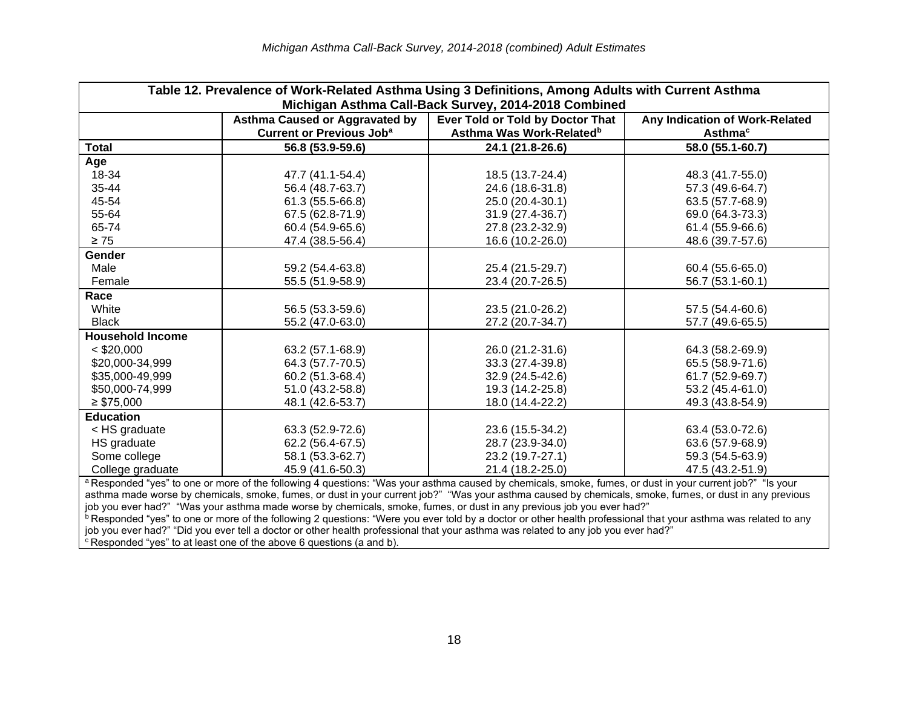| Table 12. Prevalence of Work-Related Asthma Using 3 Definitions, Among Adults with Current Asthma Michigan Asthma Call-Back Survey, 2014-2018 Combined | | | |
|---|---|---|---|
| | **Asthma Caused or Aggravated by Current or Previous Job[a]** | **Ever Told or Told by Doctor That Asthma Was Work-Related[b]** | **Any Indication of Work-Related Asthma[c]** |
| **Total** | **56.8 (53.9-59.6)** | **24.1 (21.8-26.6)** | **58.0 (55.1-60.7)** |
| **Age** | | | |
| 18-34 | 47.7 (41.1-54.4) | 18.5 (13.7-24.4) | 48.3 (41.7-55.0) |
| 35-44 | 56.4 (48.7-63.7) | 24.6 (18.6-31.8) | 57.3 (49.6-64.7) |
| 45-54 | 61.3 (55.5-66.8) | 25.0 (20.4-30.1) | 63.5 (57.7-68.9) |
| 55-64 | 67.5 (62.8-71.9) | 31.9 (27.4-36.7) | 69.0 (64.3-73.3) |
| 65-74 | 60.4 (54.9-65.6) | 27.8 (23.2-32.9) | 61.4 (55.9-66.6) |
| ≥ 75 | 47.4 (38.5-56.4) | 16.6 (10.2-26.0) | 48.6 (39.7-57.6) |
| **Gender** | | | |
| Male | 59.2 (54.4-63.8) | 25.4 (21.5-29.7) | 60.4 (55.6-65.0) |
| Female | 55.5 (51.9-58.9) | 23.4 (20.7-26.5) | 56.7 (53.1-60.1) |
| **Race** | | | |
| White | 56.5 (53.3-59.6) | 23.5 (21.0-26.2) | 57.5 (54.4-60.6) |
| Black | 55.2 (47.0-63.0) | 27.2 (20.7-34.7) | 57.7 (49.6-65.5) |
| **Household Income** | | | |
| < $20,000 | 63.2 (57.1-68.9) | 26.0 (21.2-31.6) | 64.3 (58.2-69.9) |
| $20,000-34,999 | 64.3 (57.7-70.5) | 33.3 (27.4-39.8) | 65.5 (58.9-71.6) |
| $35,000-49,999 | 60.2 (51.3-68.4) | 32.9 (24.5-42.6) | 61.7 (52.9-69.7) |
| $50,000-74,999 | 51.0 (43.2-58.8) | 19.3 (14.2-25.8) | 53.2 (45.4-61.0) |
| ≥ $75,000 | 48.1 (42.6-53.7) | 18.0 (14.4-22.2) | 49.3 (43.8-54.9) |
| **Education** | | | |
| < HS graduate | 63.3 (52.9-72.6) | 23.6 (15.5-34.2) | 63.4 (53.0-72.6) |
| HS graduate | 62.2 (56.4-67.5) | 28.7 (23.9-34.0) | 63.6 (57.9-68.9) |
| Some college | 58.1 (53.3-62.7) | 23.2 (19.7-27.1) | 59.3 (54.5-63.9) |
| College graduate | 45.9 (41.6-50.3) | 21.4 (18.2-25.0) | 47.5 (43.2-51.9) |

[a] Responded "yes" to one or more of the following 4 questions: "Was your asthma caused by chemicals, smoke, fumes, or dust in your current job?" "Is your asthma made worse by chemicals, smoke, fumes, or dust in your current job?" "Was your asthma caused by chemicals, smoke, fumes, or dust in any previous job you ever had?" "Was your asthma made worse by chemicals, smoke, fumes, or dust in any previous job you ever had?"

[b] Responded "yes" to one or more of the following 2 questions: "Were you ever told by a doctor or other health professional that your asthma was related to any job you ever had?" "Did you ever tell a doctor or other health professional that your asthma was related to any job you ever had?"

[c] Responded "yes" to at least one of the above 6 questions (a and b).